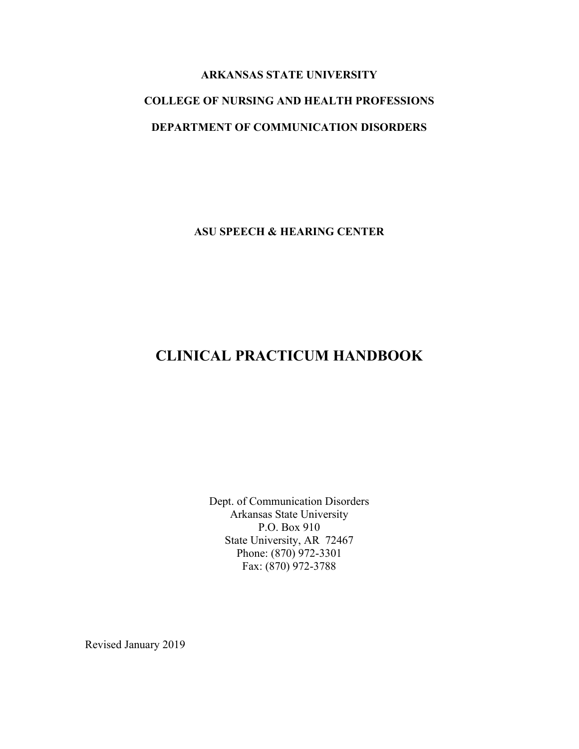**ARKANSAS STATE UNIVERSITY**

**COLLEGE OF NURSING AND HEALTH PROFESSIONS**

**DEPARTMENT OF COMMUNICATION DISORDERS**

**ASU SPEECH & HEARING CENTER**

# CLINICAL PRACTICUM HANDBOOK

Dept. of Communication Disorders
Arkansas State University
P.O. Box 910
State University, AR 72467
Phone: (870) 972-3301
Fax: (870) 972-3788

Revised January 2019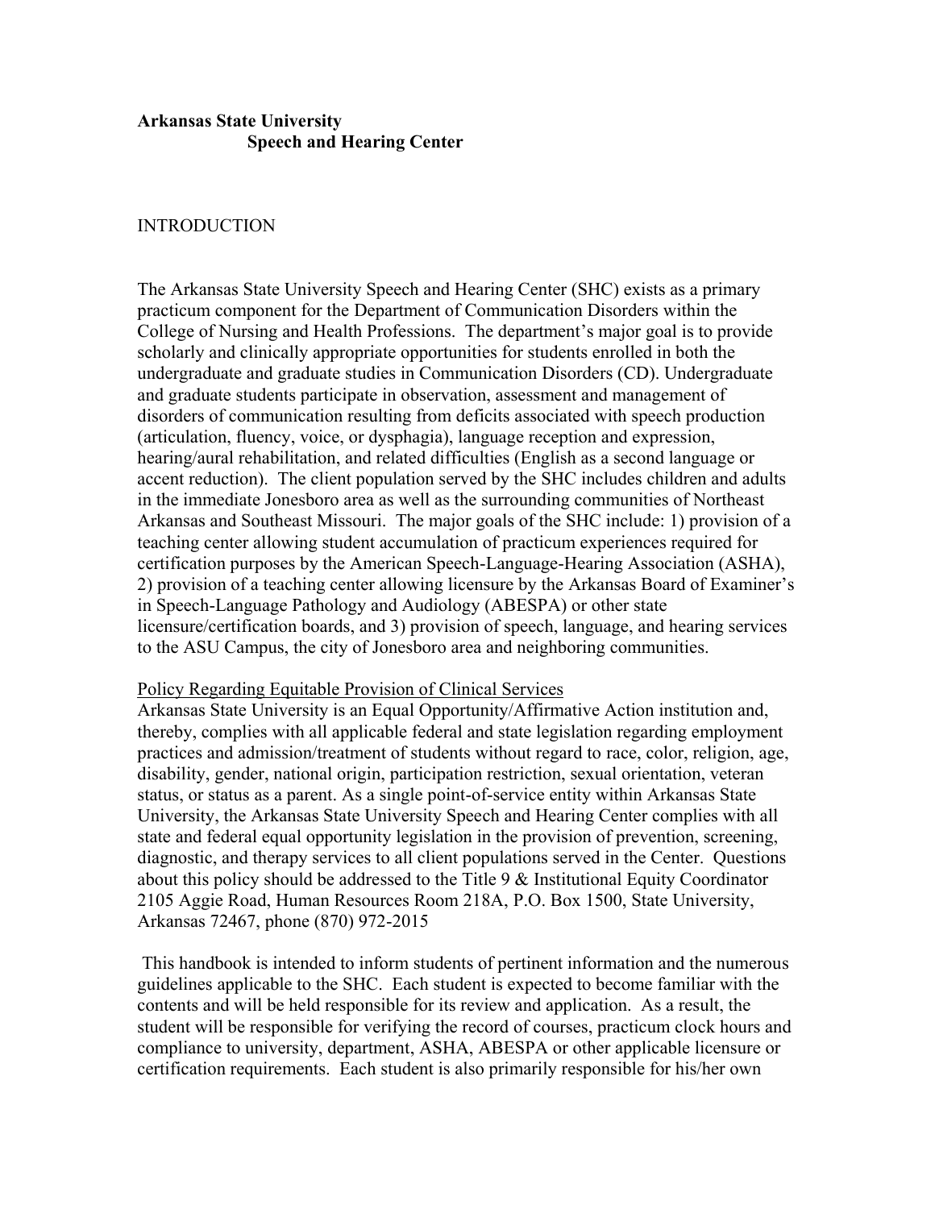**Arkansas State University**
**Speech and Hearing Center**

INTRODUCTION

The Arkansas State University Speech and Hearing Center (SHC) exists as a primary practicum component for the Department of Communication Disorders within the College of Nursing and Health Professions. The department's major goal is to provide scholarly and clinically appropriate opportunities for students enrolled in both the undergraduate and graduate studies in Communication Disorders (CD). Undergraduate and graduate students participate in observation, assessment and management of disorders of communication resulting from deficits associated with speech production (articulation, fluency, voice, or dysphagia), language reception and expression, hearing/aural rehabilitation, and related difficulties (English as a second language or accent reduction). The client population served by the SHC includes children and adults in the immediate Jonesboro area as well as the surrounding communities of Northeast Arkansas and Southeast Missouri. The major goals of the SHC include: 1) provision of a teaching center allowing student accumulation of practicum experiences required for certification purposes by the American Speech-Language-Hearing Association (ASHA), 2) provision of a teaching center allowing licensure by the Arkansas Board of Examiner's in Speech-Language Pathology and Audiology (ABESPA) or other state licensure/certification boards, and 3) provision of speech, language, and hearing services to the ASU Campus, the city of Jonesboro area and neighboring communities.

<u>Policy Regarding Equitable Provision of Clinical Services</u>
Arkansas State University is an Equal Opportunity/Affirmative Action institution and, thereby, complies with all applicable federal and state legislation regarding employment practices and admission/treatment of students without regard to race, color, religion, age, disability, gender, national origin, participation restriction, sexual orientation, veteran status, or status as a parent. As a single point-of-service entity within Arkansas State University, the Arkansas State University Speech and Hearing Center complies with all state and federal equal opportunity legislation in the provision of prevention, screening, diagnostic, and therapy services to all client populations served in the Center. Questions about this policy should be addressed to the Title 9 & Institutional Equity Coordinator 2105 Aggie Road, Human Resources Room 218A, P.O. Box 1500, State University, Arkansas 72467, phone (870) 972-2015

This handbook is intended to inform students of pertinent information and the numerous guidelines applicable to the SHC. Each student is expected to become familiar with the contents and will be held responsible for its review and application. As a result, the student will be responsible for verifying the record of courses, practicum clock hours and compliance to university, department, ASHA, ABESPA or other applicable licensure or certification requirements. Each student is also primarily responsible for his/her own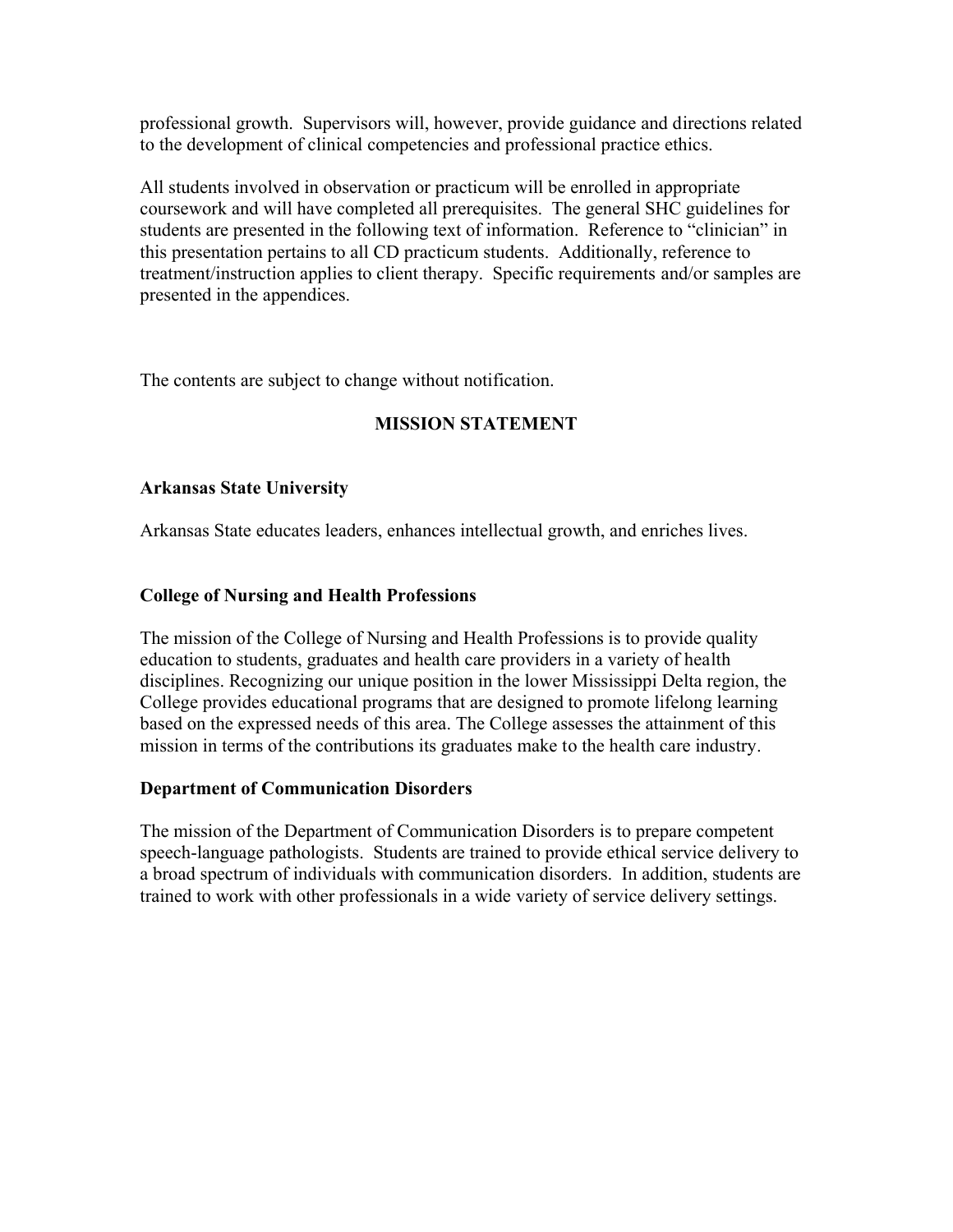professional growth. Supervisors will, however, provide guidance and directions related to the development of clinical competencies and professional practice ethics.

All students involved in observation or practicum will be enrolled in appropriate coursework and will have completed all prerequisites. The general SHC guidelines for students are presented in the following text of information. Reference to "clinician" in this presentation pertains to all CD practicum students. Additionally, reference to treatment/instruction applies to client therapy. Specific requirements and/or samples are presented in the appendices.

The contents are subject to change without notification.

## MISSION STATEMENT

### Arkansas State University

Arkansas State educates leaders, enhances intellectual growth, and enriches lives.

### College of Nursing and Health Professions

The mission of the College of Nursing and Health Professions is to provide quality education to students, graduates and health care providers in a variety of health disciplines. Recognizing our unique position in the lower Mississippi Delta region, the College provides educational programs that are designed to promote lifelong learning based on the expressed needs of this area. The College assesses the attainment of this mission in terms of the contributions its graduates make to the health care industry.

### Department of Communication Disorders

The mission of the Department of Communication Disorders is to prepare competent speech-language pathologists. Students are trained to provide ethical service delivery to a broad spectrum of individuals with communication disorders. In addition, students are trained to work with other professionals in a wide variety of service delivery settings.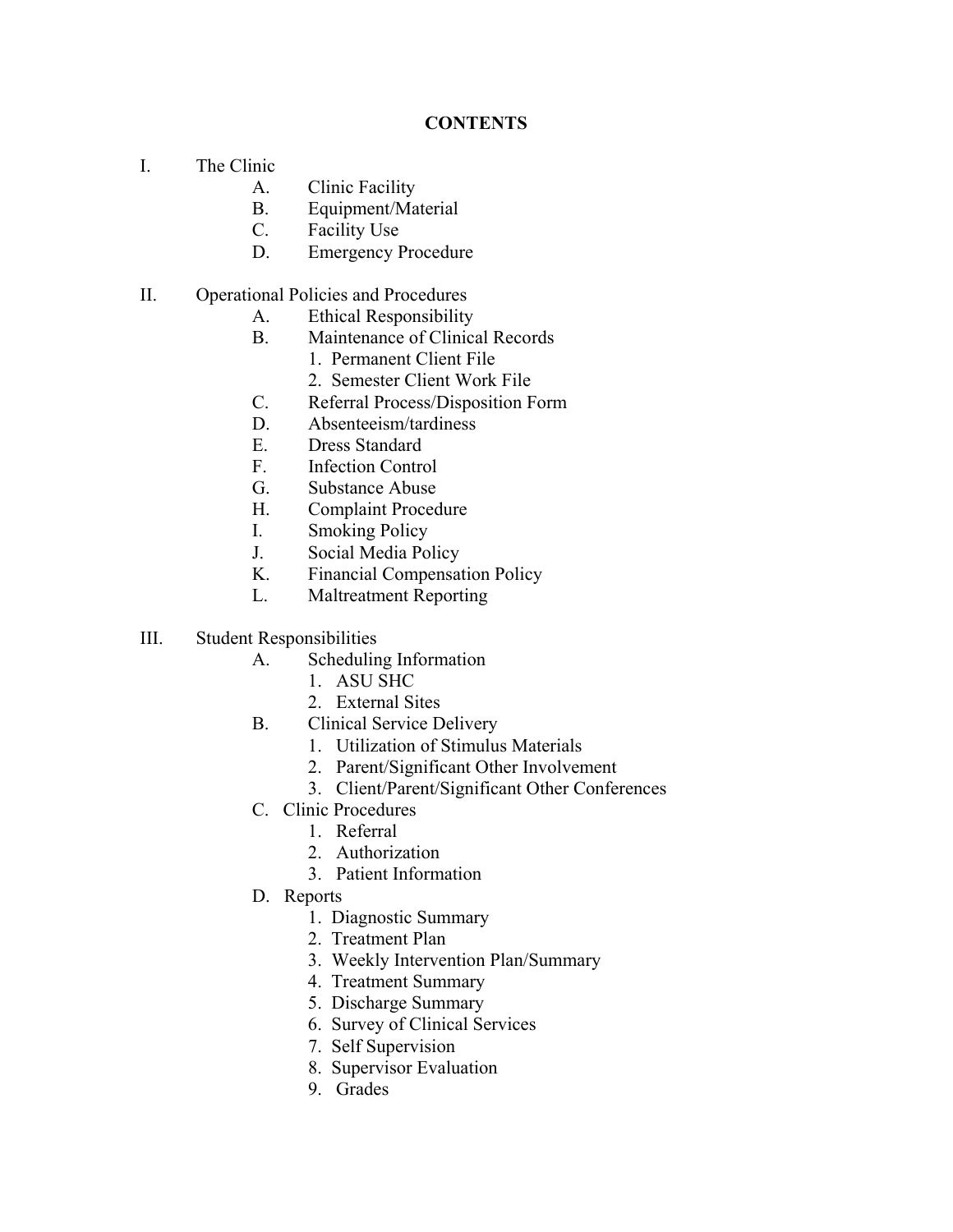**CONTENTS**

I. The Clinic
   A. Clinic Facility
   B. Equipment/Material
   C. Facility Use
   D. Emergency Procedure

II. Operational Policies and Procedures
   A. Ethical Responsibility
   B. Maintenance of Clinical Records
      1. Permanent Client File
      2. Semester Client Work File
   C. Referral Process/Disposition Form
   D. Absenteeism/tardiness
   E. Dress Standard
   F. Infection Control
   G. Substance Abuse
   H. Complaint Procedure
   I. Smoking Policy
   J. Social Media Policy
   K. Financial Compensation Policy
   L. Maltreatment Reporting

III. Student Responsibilities
   A. Scheduling Information
      1. ASU SHC
      2. External Sites
   B. Clinical Service Delivery
      1. Utilization of Stimulus Materials
      2. Parent/Significant Other Involvement
      3. Client/Parent/Significant Other Conferences
   C. Clinic Procedures
      1. Referral
      2. Authorization
      3. Patient Information
   D. Reports
      1. Diagnostic Summary
      2. Treatment Plan
      3. Weekly Intervention Plan/Summary
      4. Treatment Summary
      5. Discharge Summary
      6. Survey of Clinical Services
      7. Self Supervision
      8. Supervisor Evaluation
      9. Grades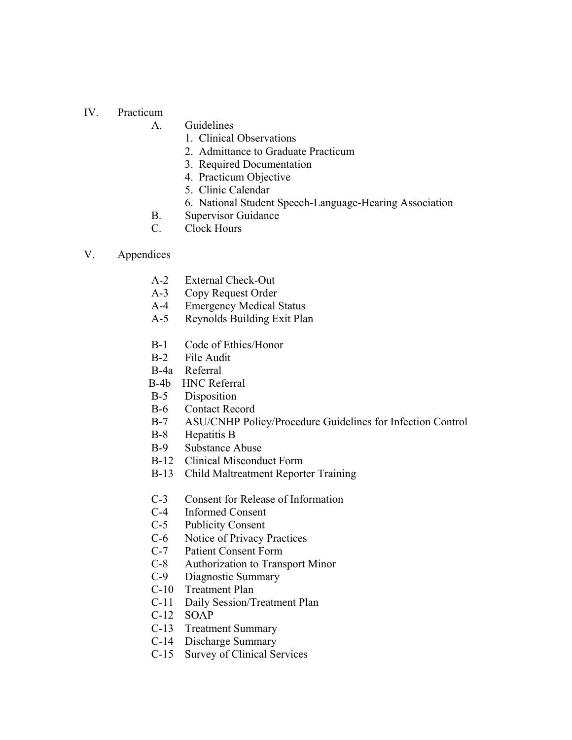IV. Practicum

- A. Guidelines
  1. Clinical Observations
  2. Admittance to Graduate Practicum
  3. Required Documentation
  4. Practicum Objective
  5. Clinic Calendar
  6. National Student Speech-Language-Hearing Association
- B. Supervisor Guidance
- C. Clock Hours

V. Appendices

- A-2 External Check-Out
- A-3 Copy Request Order
- A-4 Emergency Medical Status
- A-5 Reynolds Building Exit Plan

- B-1 Code of Ethics/Honor
- B-2 File Audit
- B-4a Referral
- B-4b HNC Referral
- B-5 Disposition
- B-6 Contact Record
- B-7 ASU/CNHP Policy/Procedure Guidelines for Infection Control
- B-8 Hepatitis B
- B-9 Substance Abuse
- B-12 Clinical Misconduct Form
- B-13 Child Maltreatment Reporter Training

- C-3 Consent for Release of Information
- C-4 Informed Consent
- C-5 Publicity Consent
- C-6 Notice of Privacy Practices
- C-7 Patient Consent Form
- C-8 Authorization to Transport Minor
- C-9 Diagnostic Summary
- C-10 Treatment Plan
- C-11 Daily Session/Treatment Plan
- C-12 SOAP
- C-13 Treatment Summary
- C-14 Discharge Summary
- C-15 Survey of Clinical Services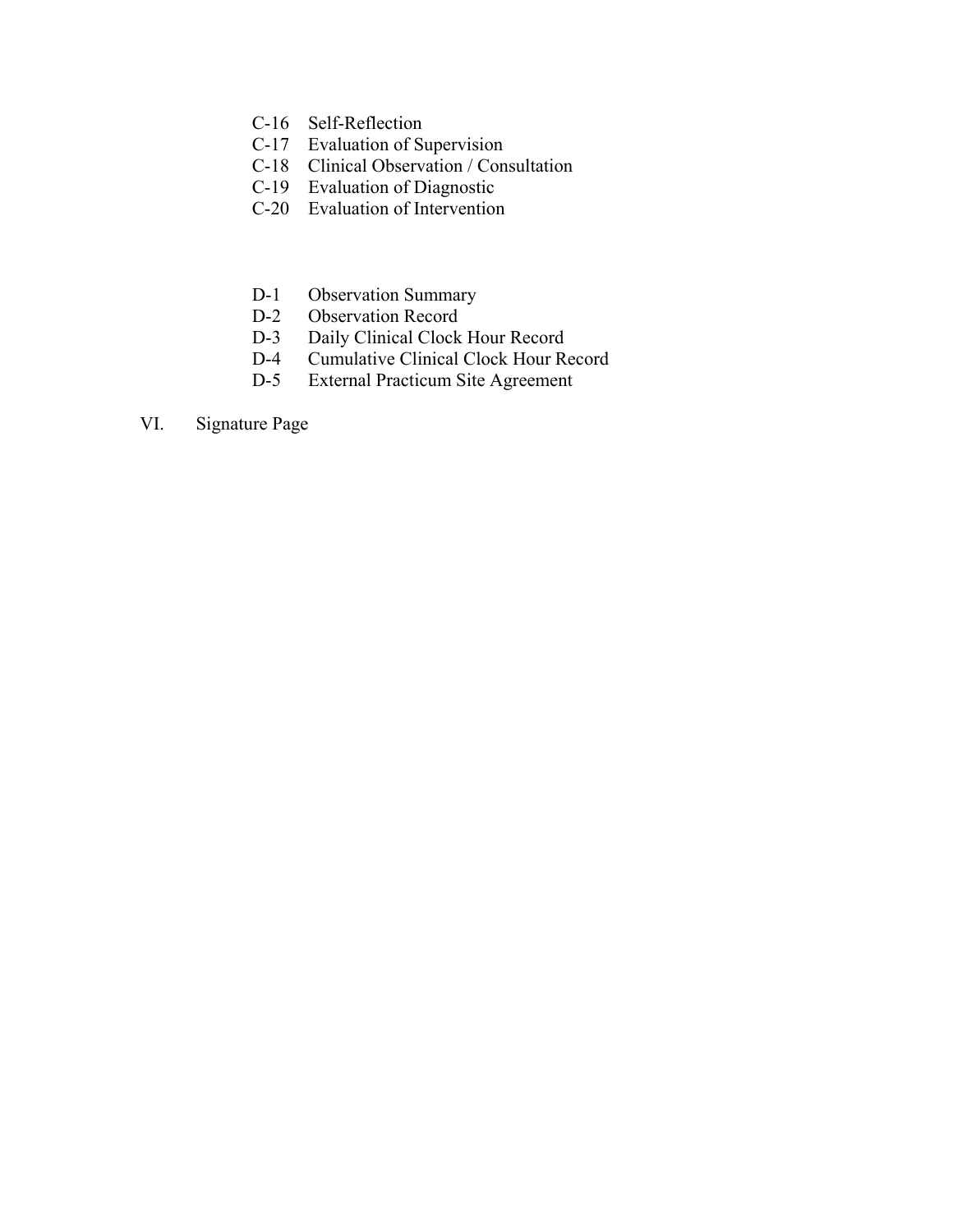- C-16 Self-Reflection
- C-17 Evaluation of Supervision
- C-18 Clinical Observation / Consultation
- C-19 Evaluation of Diagnostic
- C-20 Evaluation of Intervention

- D-1 Observation Summary
- D-2 Observation Record
- D-3 Daily Clinical Clock Hour Record
- D-4 Cumulative Clinical Clock Hour Record
- D-5 External Practicum Site Agreement

VI. Signature Page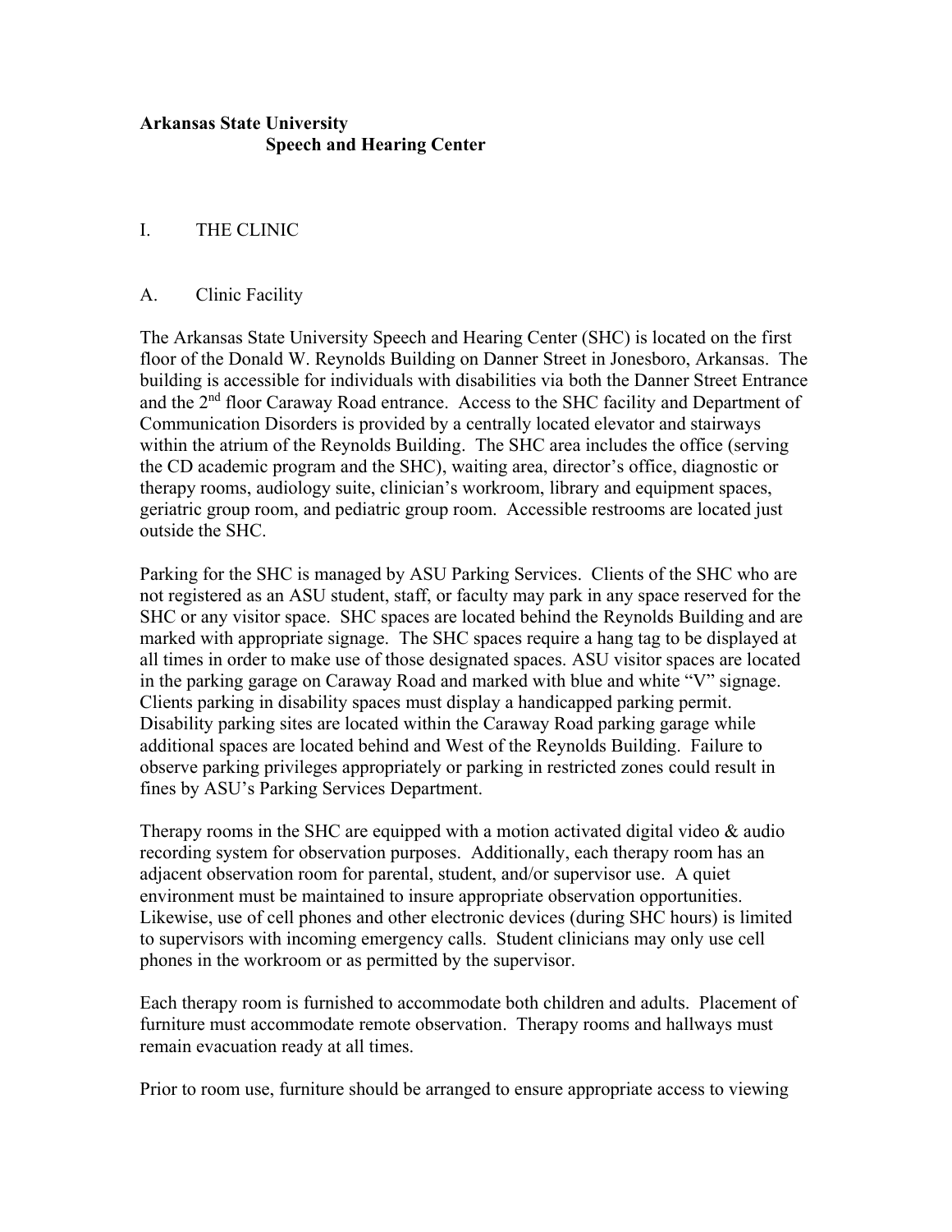**Arkansas State University**
**Speech and Hearing Center**

# I. THE CLINIC

## A. Clinic Facility

The Arkansas State University Speech and Hearing Center (SHC) is located on the first floor of the Donald W. Reynolds Building on Danner Street in Jonesboro, Arkansas. The building is accessible for individuals with disabilities via both the Danner Street Entrance and the 2nd floor Caraway Road entrance. Access to the SHC facility and Department of Communication Disorders is provided by a centrally located elevator and stairways within the atrium of the Reynolds Building. The SHC area includes the office (serving the CD academic program and the SHC), waiting area, director's office, diagnostic or therapy rooms, audiology suite, clinician's workroom, library and equipment spaces, geriatric group room, and pediatric group room. Accessible restrooms are located just outside the SHC.

Parking for the SHC is managed by ASU Parking Services. Clients of the SHC who are not registered as an ASU student, staff, or faculty may park in any space reserved for the SHC or any visitor space. SHC spaces are located behind the Reynolds Building and are marked with appropriate signage. The SHC spaces require a hang tag to be displayed at all times in order to make use of those designated spaces. ASU visitor spaces are located in the parking garage on Caraway Road and marked with blue and white "V" signage. Clients parking in disability spaces must display a handicapped parking permit. Disability parking sites are located within the Caraway Road parking garage while additional spaces are located behind and West of the Reynolds Building. Failure to observe parking privileges appropriately or parking in restricted zones could result in fines by ASU's Parking Services Department.

Therapy rooms in the SHC are equipped with a motion activated digital video & audio recording system for observation purposes. Additionally, each therapy room has an adjacent observation room for parental, student, and/or supervisor use. A quiet environment must be maintained to insure appropriate observation opportunities. Likewise, use of cell phones and other electronic devices (during SHC hours) is limited to supervisors with incoming emergency calls. Student clinicians may only use cell phones in the workroom or as permitted by the supervisor.

Each therapy room is furnished to accommodate both children and adults. Placement of furniture must accommodate remote observation. Therapy rooms and hallways must remain evacuation ready at all times.

Prior to room use, furniture should be arranged to ensure appropriate access to viewing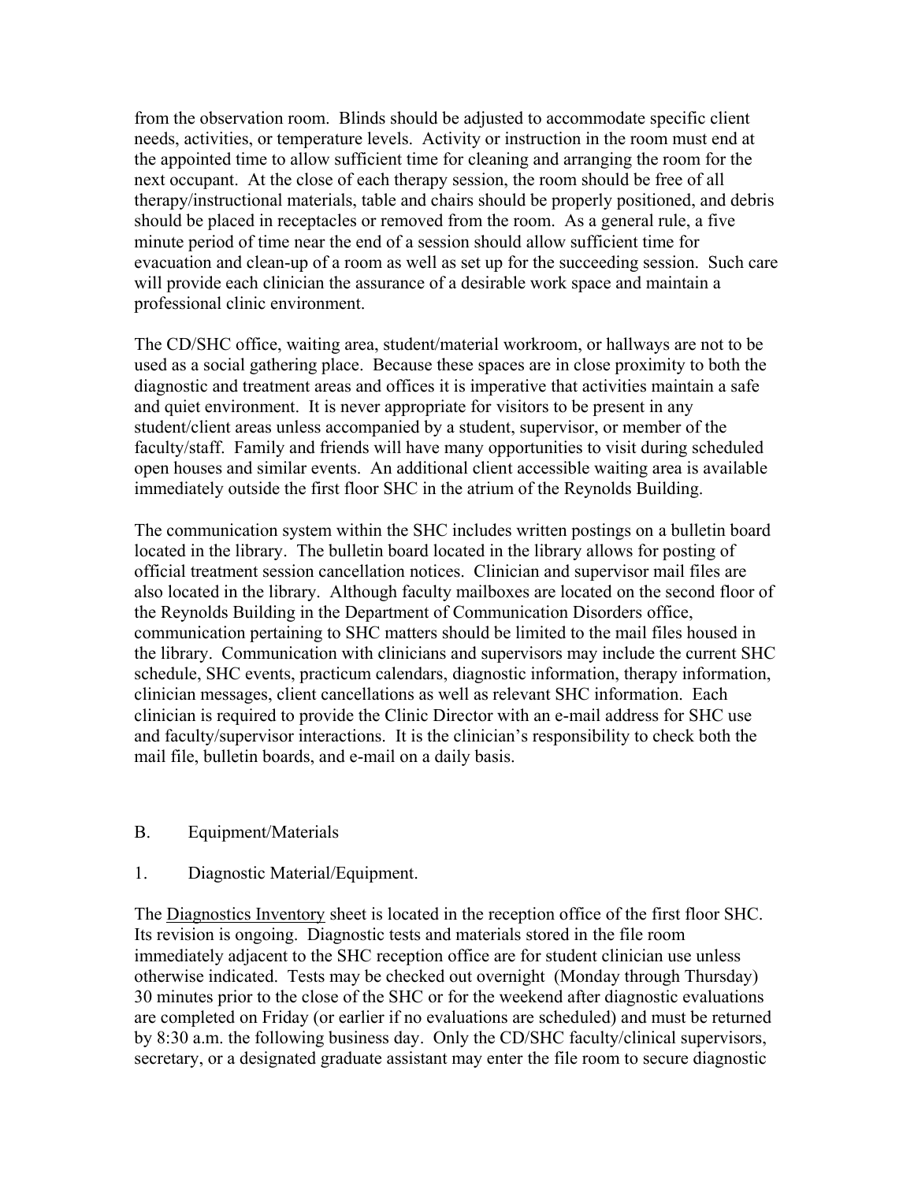from the observation room. Blinds should be adjusted to accommodate specific client needs, activities, or temperature levels. Activity or instruction in the room must end at the appointed time to allow sufficient time for cleaning and arranging the room for the next occupant. At the close of each therapy session, the room should be free of all therapy/instructional materials, table and chairs should be properly positioned, and debris should be placed in receptacles or removed from the room. As a general rule, a five minute period of time near the end of a session should allow sufficient time for evacuation and clean-up of a room as well as set up for the succeeding session. Such care will provide each clinician the assurance of a desirable work space and maintain a professional clinic environment.

The CD/SHC office, waiting area, student/material workroom, or hallways are not to be used as a social gathering place. Because these spaces are in close proximity to both the diagnostic and treatment areas and offices it is imperative that activities maintain a safe and quiet environment. It is never appropriate for visitors to be present in any student/client areas unless accompanied by a student, supervisor, or member of the faculty/staff. Family and friends will have many opportunities to visit during scheduled open houses and similar events. An additional client accessible waiting area is available immediately outside the first floor SHC in the atrium of the Reynolds Building.

The communication system within the SHC includes written postings on a bulletin board located in the library. The bulletin board located in the library allows for posting of official treatment session cancellation notices. Clinician and supervisor mail files are also located in the library. Although faculty mailboxes are located on the second floor of the Reynolds Building in the Department of Communication Disorders office, communication pertaining to SHC matters should be limited to the mail files housed in the library. Communication with clinicians and supervisors may include the current SHC schedule, SHC events, practicum calendars, diagnostic information, therapy information, clinician messages, client cancellations as well as relevant SHC information. Each clinician is required to provide the Clinic Director with an e-mail address for SHC use and faculty/supervisor interactions. It is the clinician's responsibility to check both the mail file, bulletin boards, and e-mail on a daily basis.

B. Equipment/Materials

1. Diagnostic Material/Equipment.

The Diagnostics Inventory sheet is located in the reception office of the first floor SHC. Its revision is ongoing. Diagnostic tests and materials stored in the file room immediately adjacent to the SHC reception office are for student clinician use unless otherwise indicated. Tests may be checked out overnight (Monday through Thursday) 30 minutes prior to the close of the SHC or for the weekend after diagnostic evaluations are completed on Friday (or earlier if no evaluations are scheduled) and must be returned by 8:30 a.m. the following business day. Only the CD/SHC faculty/clinical supervisors, secretary, or a designated graduate assistant may enter the file room to secure diagnostic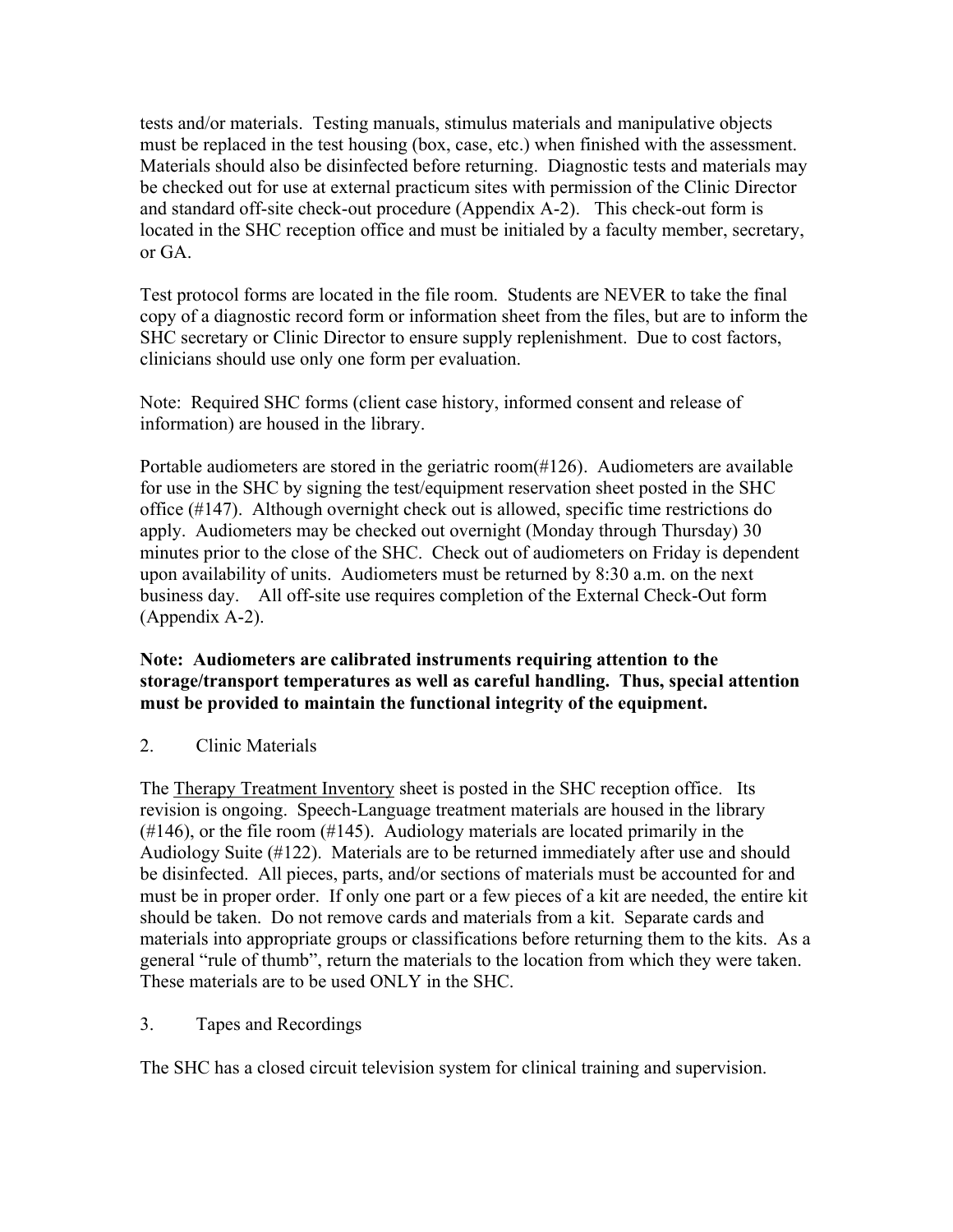tests and/or materials. Testing manuals, stimulus materials and manipulative objects must be replaced in the test housing (box, case, etc.) when finished with the assessment. Materials should also be disinfected before returning. Diagnostic tests and materials may be checked out for use at external practicum sites with permission of the Clinic Director and standard off-site check-out procedure (Appendix A-2). This check-out form is located in the SHC reception office and must be initialed by a faculty member, secretary, or GA.

Test protocol forms are located in the file room. Students are NEVER to take the final copy of a diagnostic record form or information sheet from the files, but are to inform the SHC secretary or Clinic Director to ensure supply replenishment. Due to cost factors, clinicians should use only one form per evaluation.

Note: Required SHC forms (client case history, informed consent and release of information) are housed in the library.

Portable audiometers are stored in the geriatric room(#126). Audiometers are available for use in the SHC by signing the test/equipment reservation sheet posted in the SHC office (#147). Although overnight check out is allowed, specific time restrictions do apply. Audiometers may be checked out overnight (Monday through Thursday) 30 minutes prior to the close of the SHC. Check out of audiometers on Friday is dependent upon availability of units. Audiometers must be returned by 8:30 a.m. on the next business day. All off-site use requires completion of the External Check-Out form (Appendix A-2).

**Note: Audiometers are calibrated instruments requiring attention to the storage/transport temperatures as well as careful handling. Thus, special attention must be provided to maintain the functional integrity of the equipment.**

2. Clinic Materials

The Therapy Treatment Inventory sheet is posted in the SHC reception office. Its revision is ongoing. Speech-Language treatment materials are housed in the library (#146), or the file room (#145). Audiology materials are located primarily in the Audiology Suite (#122). Materials are to be returned immediately after use and should be disinfected. All pieces, parts, and/or sections of materials must be accounted for and must be in proper order. If only one part or a few pieces of a kit are needed, the entire kit should be taken. Do not remove cards and materials from a kit. Separate cards and materials into appropriate groups or classifications before returning them to the kits. As a general "rule of thumb", return the materials to the location from which they were taken. These materials are to be used ONLY in the SHC.

3. Tapes and Recordings

The SHC has a closed circuit television system for clinical training and supervision.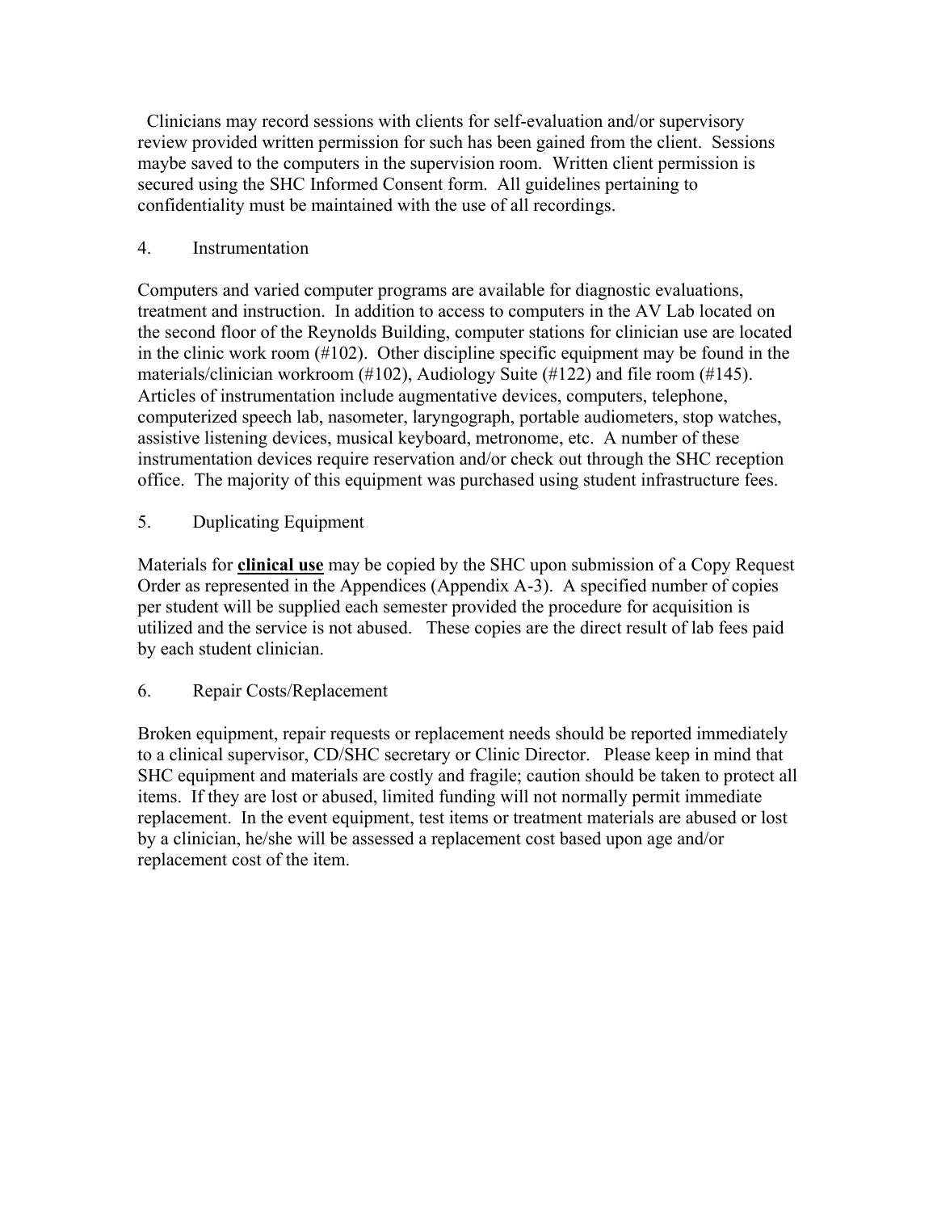Clinicians may record sessions with clients for self-evaluation and/or supervisory review provided written permission for such has been gained from the client. Sessions maybe saved to the computers in the supervision room. Written client permission is secured using the SHC Informed Consent form. All guidelines pertaining to confidentiality must be maintained with the use of all recordings.

4. Instrumentation

Computers and varied computer programs are available for diagnostic evaluations, treatment and instruction. In addition to access to computers in the AV Lab located on the second floor of the Reynolds Building, computer stations for clinician use are located in the clinic work room (#102). Other discipline specific equipment may be found in the materials/clinician workroom (#102), Audiology Suite (#122) and file room (#145). Articles of instrumentation include augmentative devices, computers, telephone, computerized speech lab, nasometer, laryngograph, portable audiometers, stop watches, assistive listening devices, musical keyboard, metronome, etc. A number of these instrumentation devices require reservation and/or check out through the SHC reception office. The majority of this equipment was purchased using student infrastructure fees.

5. Duplicating Equipment

Materials for **clinical use** may be copied by the SHC upon submission of a Copy Request Order as represented in the Appendices (Appendix A-3). A specified number of copies per student will be supplied each semester provided the procedure for acquisition is utilized and the service is not abused. These copies are the direct result of lab fees paid by each student clinician.

6. Repair Costs/Replacement

Broken equipment, repair requests or replacement needs should be reported immediately to a clinical supervisor, CD/SHC secretary or Clinic Director. Please keep in mind that SHC equipment and materials are costly and fragile; caution should be taken to protect all items. If they are lost or abused, limited funding will not normally permit immediate replacement. In the event equipment, test items or treatment materials are abused or lost by a clinician, he/she will be assessed a replacement cost based upon age and/or replacement cost of the item.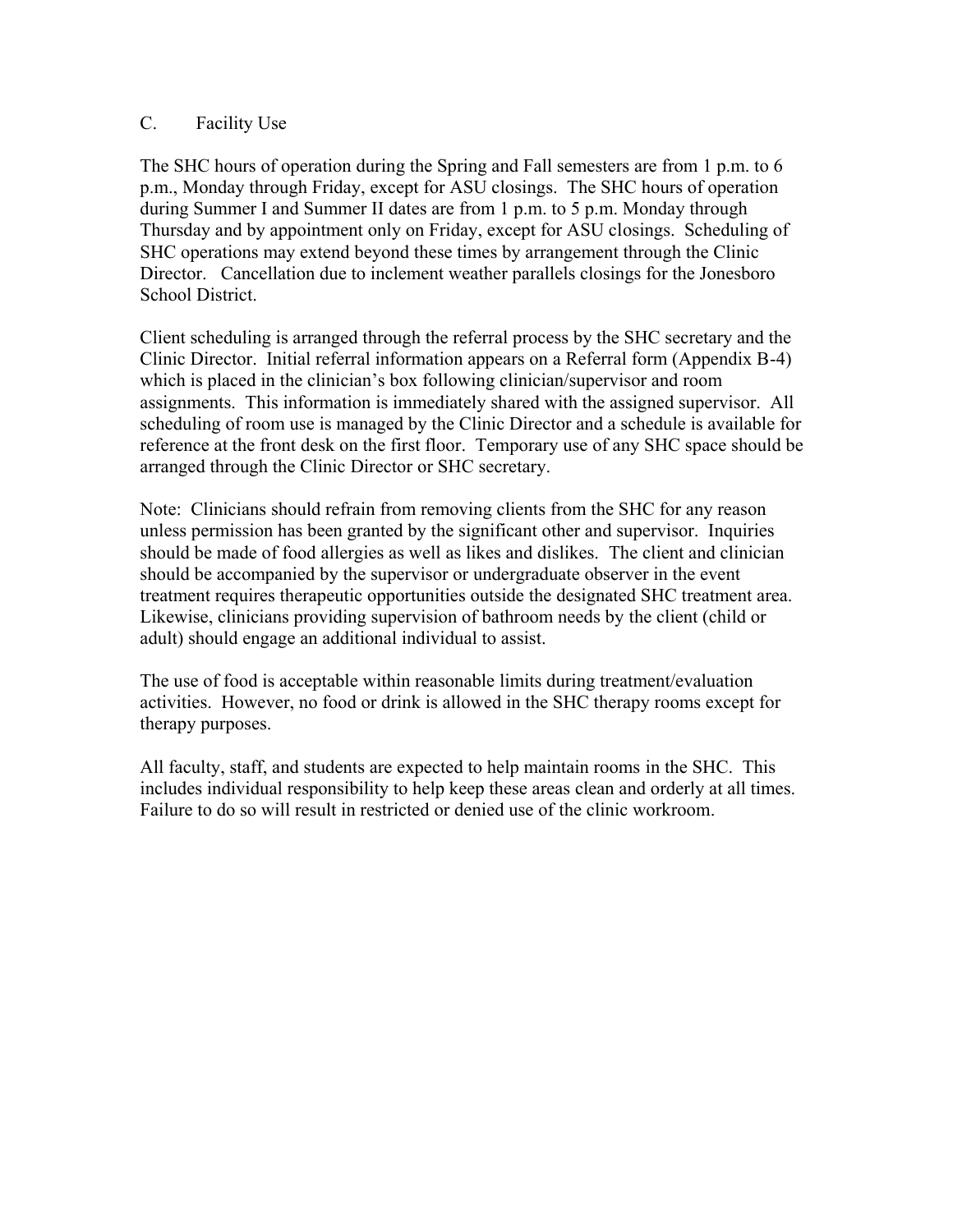### C. Facility Use

The SHC hours of operation during the Spring and Fall semesters are from 1 p.m. to 6 p.m., Monday through Friday, except for ASU closings. The SHC hours of operation during Summer I and Summer II dates are from 1 p.m. to 5 p.m. Monday through Thursday and by appointment only on Friday, except for ASU closings. Scheduling of SHC operations may extend beyond these times by arrangement through the Clinic Director. Cancellation due to inclement weather parallels closings for the Jonesboro School District.

Client scheduling is arranged through the referral process by the SHC secretary and the Clinic Director. Initial referral information appears on a Referral form (Appendix B-4) which is placed in the clinician's box following clinician/supervisor and room assignments. This information is immediately shared with the assigned supervisor. All scheduling of room use is managed by the Clinic Director and a schedule is available for reference at the front desk on the first floor. Temporary use of any SHC space should be arranged through the Clinic Director or SHC secretary.

Note: Clinicians should refrain from removing clients from the SHC for any reason unless permission has been granted by the significant other and supervisor. Inquiries should be made of food allergies as well as likes and dislikes. The client and clinician should be accompanied by the supervisor or undergraduate observer in the event treatment requires therapeutic opportunities outside the designated SHC treatment area. Likewise, clinicians providing supervision of bathroom needs by the client (child or adult) should engage an additional individual to assist.

The use of food is acceptable within reasonable limits during treatment/evaluation activities. However, no food or drink is allowed in the SHC therapy rooms except for therapy purposes.

All faculty, staff, and students are expected to help maintain rooms in the SHC. This includes individual responsibility to help keep these areas clean and orderly at all times. Failure to do so will result in restricted or denied use of the clinic workroom.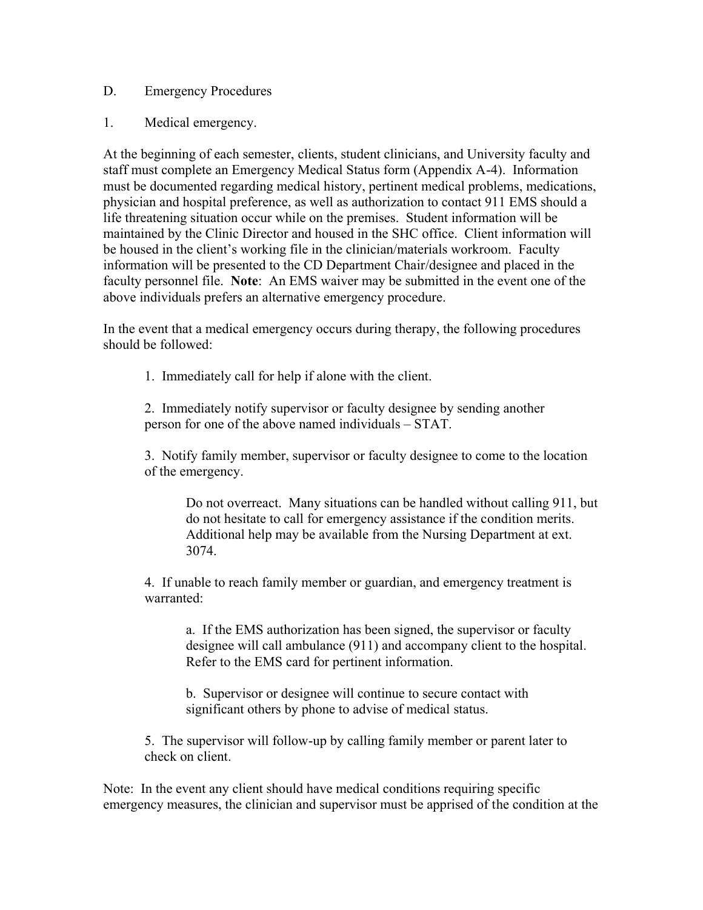D. Emergency Procedures

1. Medical emergency.

At the beginning of each semester, clients, student clinicians, and University faculty and staff must complete an Emergency Medical Status form (Appendix A-4). Information must be documented regarding medical history, pertinent medical problems, medications, physician and hospital preference, as well as authorization to contact 911 EMS should a life threatening situation occur while on the premises. Student information will be maintained by the Clinic Director and housed in the SHC office. Client information will be housed in the client's working file in the clinician/materials workroom. Faculty information will be presented to the CD Department Chair/designee and placed in the faculty personnel file. **Note**: An EMS waiver may be submitted in the event one of the above individuals prefers an alternative emergency procedure.

In the event that a medical emergency occurs during therapy, the following procedures should be followed:

> 1. Immediately call for help if alone with the client.
>
> 2. Immediately notify supervisor or faculty designee by sending another person for one of the above named individuals – STAT.
>
> 3. Notify family member, supervisor or faculty designee to come to the location of the emergency.
>
> > Do not overreact. Many situations can be handled without calling 911, but do not hesitate to call for emergency assistance if the condition merits. Additional help may be available from the Nursing Department at ext. 3074.
>
> 4. If unable to reach family member or guardian, and emergency treatment is warranted:
>
> > a. If the EMS authorization has been signed, the supervisor or faculty designee will call ambulance (911) and accompany client to the hospital. Refer to the EMS card for pertinent information.
> >
> > b. Supervisor or designee will continue to secure contact with significant others by phone to advise of medical status.
>
> 5. The supervisor will follow-up by calling family member or parent later to check on client.

Note: In the event any client should have medical conditions requiring specific emergency measures, the clinician and supervisor must be apprised of the condition at the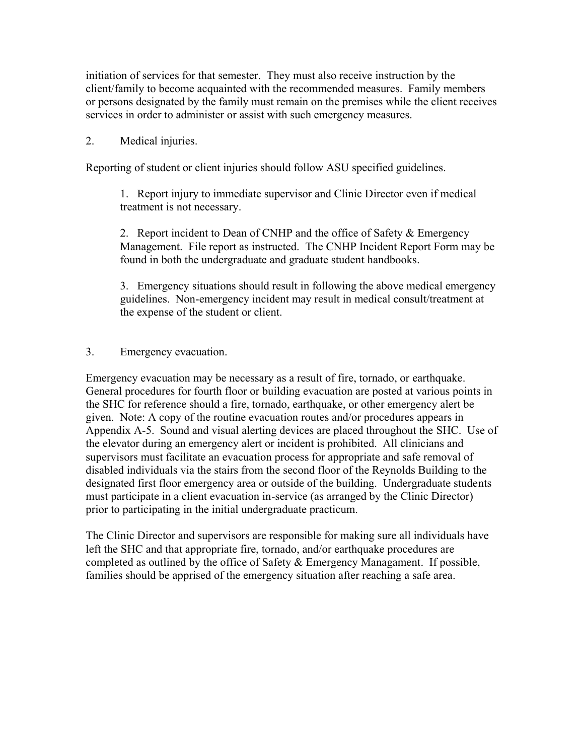initiation of services for that semester. They must also receive instruction by the client/family to become acquainted with the recommended measures. Family members or persons designated by the family must remain on the premises while the client receives services in order to administer or assist with such emergency measures.

2. Medical injuries.

Reporting of student or client injuries should follow ASU specified guidelines.

> 1. Report injury to immediate supervisor and Clinic Director even if medical treatment is not necessary.
>
> 2. Report incident to Dean of CNHP and the office of Safety & Emergency Management. File report as instructed. The CNHP Incident Report Form may be found in both the undergraduate and graduate student handbooks.
>
> 3. Emergency situations should result in following the above medical emergency guidelines. Non-emergency incident may result in medical consult/treatment at the expense of the student or client.

3. Emergency evacuation.

Emergency evacuation may be necessary as a result of fire, tornado, or earthquake. General procedures for fourth floor or building evacuation are posted at various points in the SHC for reference should a fire, tornado, earthquake, or other emergency alert be given. Note: A copy of the routine evacuation routes and/or procedures appears in Appendix A-5. Sound and visual alerting devices are placed throughout the SHC. Use of the elevator during an emergency alert or incident is prohibited. All clinicians and supervisors must facilitate an evacuation process for appropriate and safe removal of disabled individuals via the stairs from the second floor of the Reynolds Building to the designated first floor emergency area or outside of the building. Undergraduate students must participate in a client evacuation in-service (as arranged by the Clinic Director) prior to participating in the initial undergraduate practicum.

The Clinic Director and supervisors are responsible for making sure all individuals have left the SHC and that appropriate fire, tornado, and/or earthquake procedures are completed as outlined by the office of Safety & Emergency Managament. If possible, families should be apprised of the emergency situation after reaching a safe area.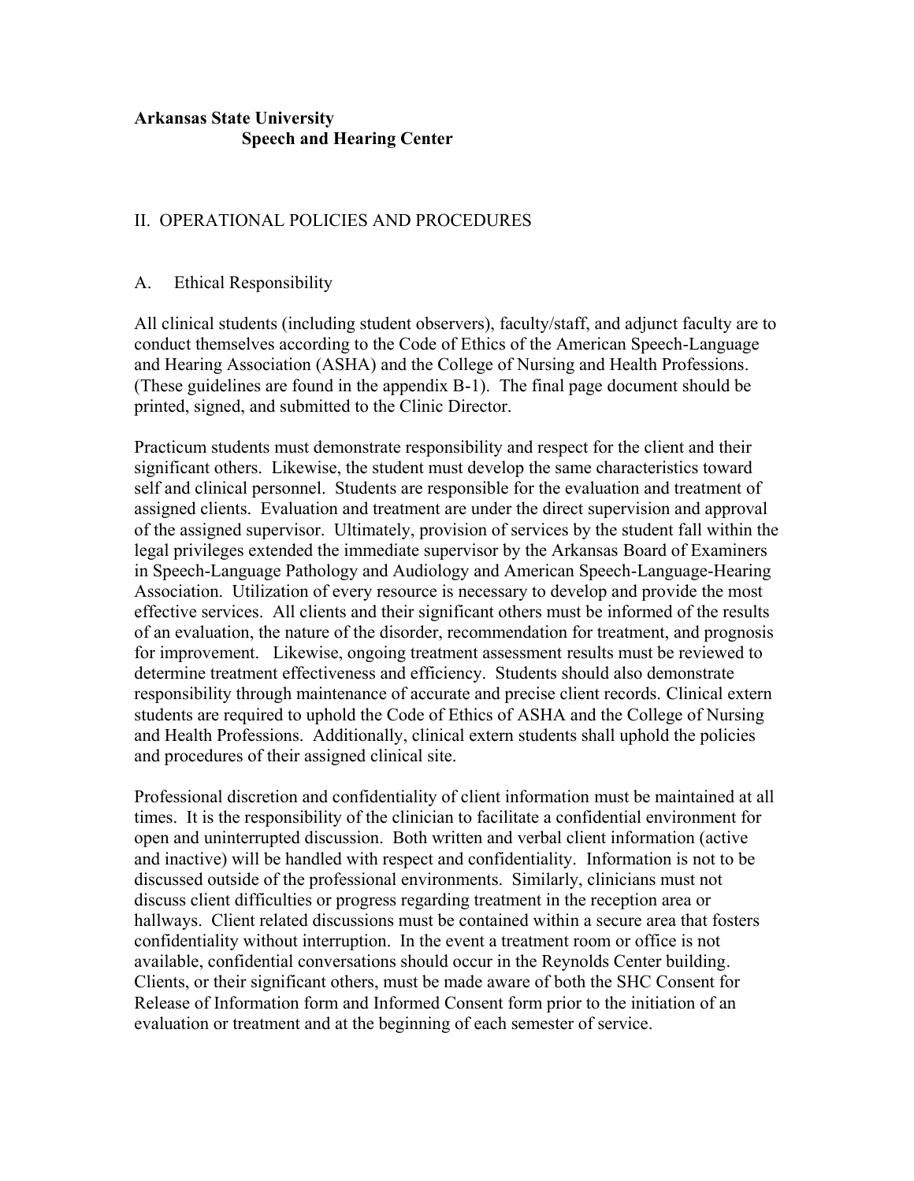**Arkansas State University**
**Speech and Hearing Center**

## II. OPERATIONAL POLICIES AND PROCEDURES

### A. Ethical Responsibility

All clinical students (including student observers), faculty/staff, and adjunct faculty are to conduct themselves according to the Code of Ethics of the American Speech-Language and Hearing Association (ASHA) and the College of Nursing and Health Professions. (These guidelines are found in the appendix B-1). The final page document should be printed, signed, and submitted to the Clinic Director.

Practicum students must demonstrate responsibility and respect for the client and their significant others. Likewise, the student must develop the same characteristics toward self and clinical personnel. Students are responsible for the evaluation and treatment of assigned clients. Evaluation and treatment are under the direct supervision and approval of the assigned supervisor. Ultimately, provision of services by the student fall within the legal privileges extended the immediate supervisor by the Arkansas Board of Examiners in Speech-Language Pathology and Audiology and American Speech-Language-Hearing Association. Utilization of every resource is necessary to develop and provide the most effective services. All clients and their significant others must be informed of the results of an evaluation, the nature of the disorder, recommendation for treatment, and prognosis for improvement. Likewise, ongoing treatment assessment results must be reviewed to determine treatment effectiveness and efficiency. Students should also demonstrate responsibility through maintenance of accurate and precise client records. Clinical extern students are required to uphold the Code of Ethics of ASHA and the College of Nursing and Health Professions. Additionally, clinical extern students shall uphold the policies and procedures of their assigned clinical site.

Professional discretion and confidentiality of client information must be maintained at all times. It is the responsibility of the clinician to facilitate a confidential environment for open and uninterrupted discussion. Both written and verbal client information (active and inactive) will be handled with respect and confidentiality. Information is not to be discussed outside of the professional environments. Similarly, clinicians must not discuss client difficulties or progress regarding treatment in the reception area or hallways. Client related discussions must be contained within a secure area that fosters confidentiality without interruption. In the event a treatment room or office is not available, confidential conversations should occur in the Reynolds Center building. Clients, or their significant others, must be made aware of both the SHC Consent for Release of Information form and Informed Consent form prior to the initiation of an evaluation or treatment and at the beginning of each semester of service.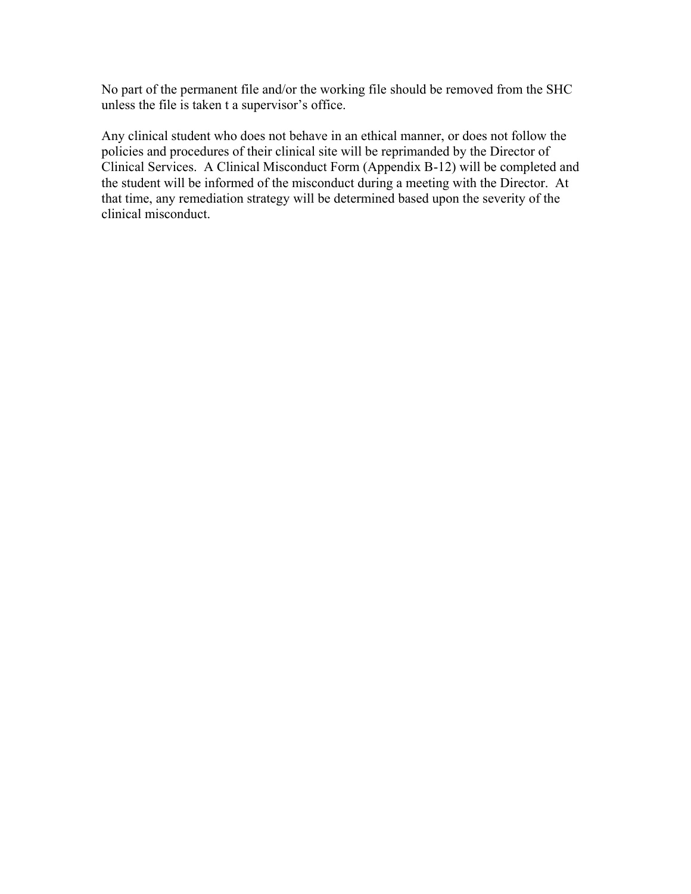No part of the permanent file and/or the working file should be removed from the SHC unless the file is taken t a supervisor's office.

Any clinical student who does not behave in an ethical manner, or does not follow the policies and procedures of their clinical site will be reprimanded by the Director of Clinical Services. A Clinical Misconduct Form (Appendix B-12) will be completed and the student will be informed of the misconduct during a meeting with the Director. At that time, any remediation strategy will be determined based upon the severity of the clinical misconduct.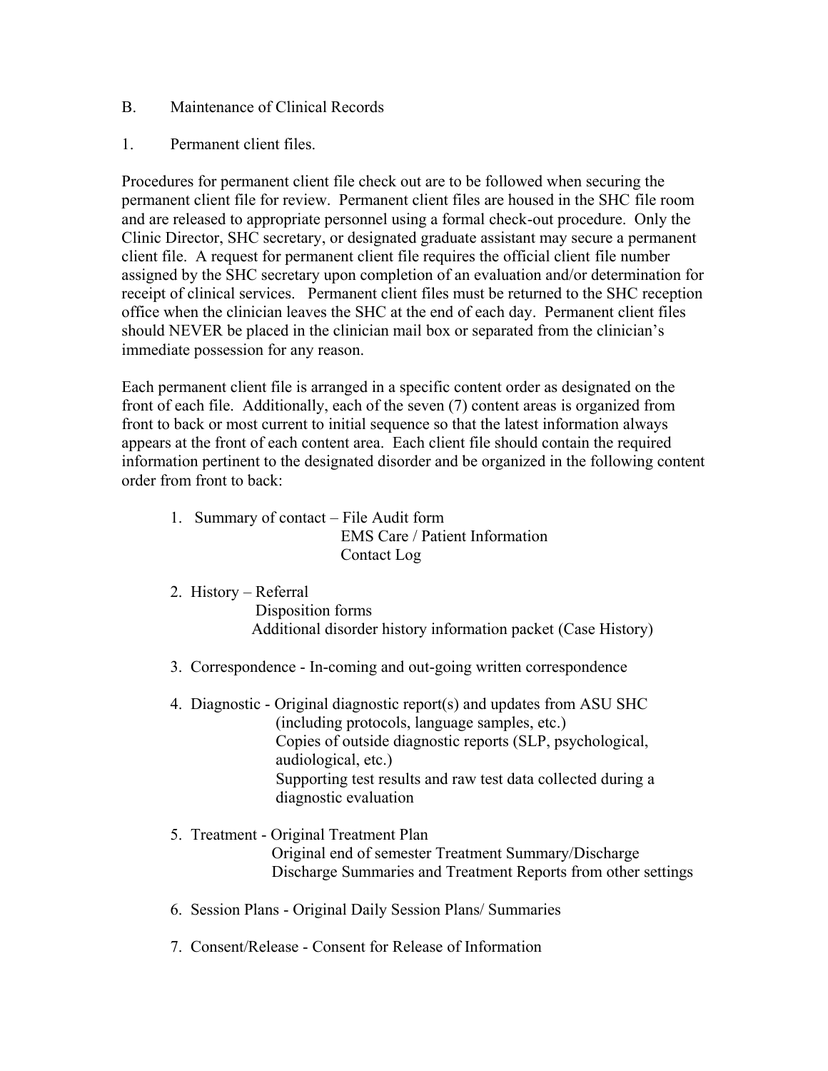## B. Maintenance of Clinical Records

### 1. Permanent client files.

Procedures for permanent client file check out are to be followed when securing the permanent client file for review. Permanent client files are housed in the SHC file room and are released to appropriate personnel using a formal check-out procedure. Only the Clinic Director, SHC secretary, or designated graduate assistant may secure a permanent client file. A request for permanent client file requires the official client file number assigned by the SHC secretary upon completion of an evaluation and/or determination for receipt of clinical services. Permanent client files must be returned to the SHC reception office when the clinician leaves the SHC at the end of each day. Permanent client files should NEVER be placed in the clinician mail box or separated from the clinician's immediate possession for any reason.

Each permanent client file is arranged in a specific content order as designated on the front of each file. Additionally, each of the seven (7) content areas is organized from front to back or most current to initial sequence so that the latest information always appears at the front of each content area. Each client file should contain the required information pertinent to the designated disorder and be organized in the following content order from front to back:

1. Summary of contact – File Audit form
   - EMS Care / Patient Information
   - Contact Log
2. History – Referral
   - Disposition forms
   - Additional disorder history information packet (Case History)
3. Correspondence - In-coming and out-going written correspondence
4. Diagnostic - Original diagnostic report(s) and updates from ASU SHC (including protocols, language samples, etc.)
   - Copies of outside diagnostic reports (SLP, psychological, audiological, etc.)
   - Supporting test results and raw test data collected during a diagnostic evaluation
5. Treatment - Original Treatment Plan
   - Original end of semester Treatment Summary/Discharge
   - Discharge Summaries and Treatment Reports from other settings
6. Session Plans - Original Daily Session Plans/ Summaries
7. Consent/Release - Consent for Release of Information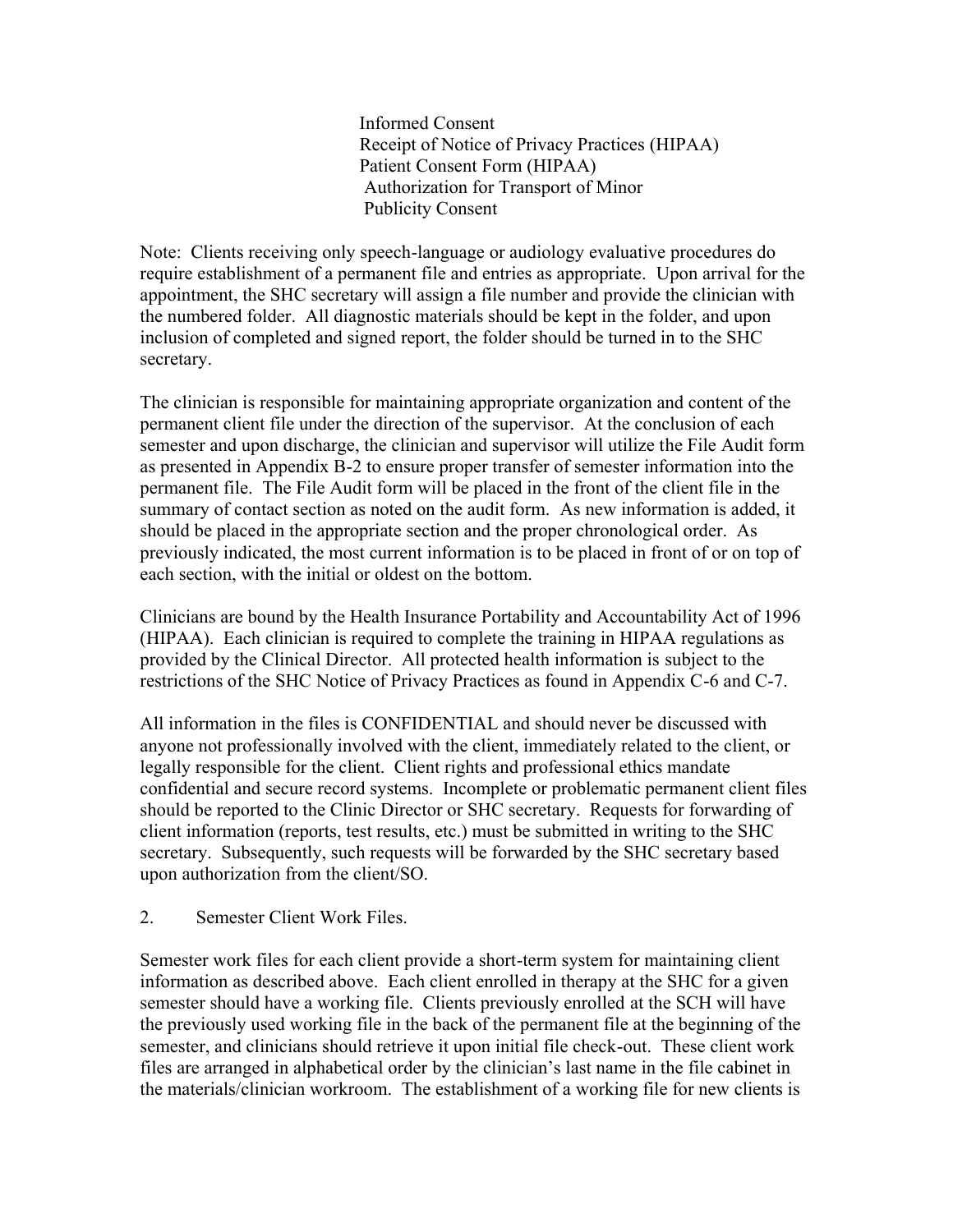Informed Consent
Receipt of Notice of Privacy Practices (HIPAA)
Patient Consent Form (HIPAA)
Authorization for Transport of Minor
Publicity Consent

Note: Clients receiving only speech-language or audiology evaluative procedures do require establishment of a permanent file and entries as appropriate. Upon arrival for the appointment, the SHC secretary will assign a file number and provide the clinician with the numbered folder. All diagnostic materials should be kept in the folder, and upon inclusion of completed and signed report, the folder should be turned in to the SHC secretary.

The clinician is responsible for maintaining appropriate organization and content of the permanent client file under the direction of the supervisor. At the conclusion of each semester and upon discharge, the clinician and supervisor will utilize the File Audit form as presented in Appendix B-2 to ensure proper transfer of semester information into the permanent file. The File Audit form will be placed in the front of the client file in the summary of contact section as noted on the audit form. As new information is added, it should be placed in the appropriate section and the proper chronological order. As previously indicated, the most current information is to be placed in front of or on top of each section, with the initial or oldest on the bottom.

Clinicians are bound by the Health Insurance Portability and Accountability Act of 1996 (HIPAA). Each clinician is required to complete the training in HIPAA regulations as provided by the Clinical Director. All protected health information is subject to the restrictions of the SHC Notice of Privacy Practices as found in Appendix C-6 and C-7.

All information in the files is CONFIDENTIAL and should never be discussed with anyone not professionally involved with the client, immediately related to the client, or legally responsible for the client. Client rights and professional ethics mandate confidential and secure record systems. Incomplete or problematic permanent client files should be reported to the Clinic Director or SHC secretary. Requests for forwarding of client information (reports, test results, etc.) must be submitted in writing to the SHC secretary. Subsequently, such requests will be forwarded by the SHC secretary based upon authorization from the client/SO.

2. Semester Client Work Files.

Semester work files for each client provide a short-term system for maintaining client information as described above. Each client enrolled in therapy at the SHC for a given semester should have a working file. Clients previously enrolled at the SCH will have the previously used working file in the back of the permanent file at the beginning of the semester, and clinicians should retrieve it upon initial file check-out. These client work files are arranged in alphabetical order by the clinician's last name in the file cabinet in the materials/clinician workroom. The establishment of a working file for new clients is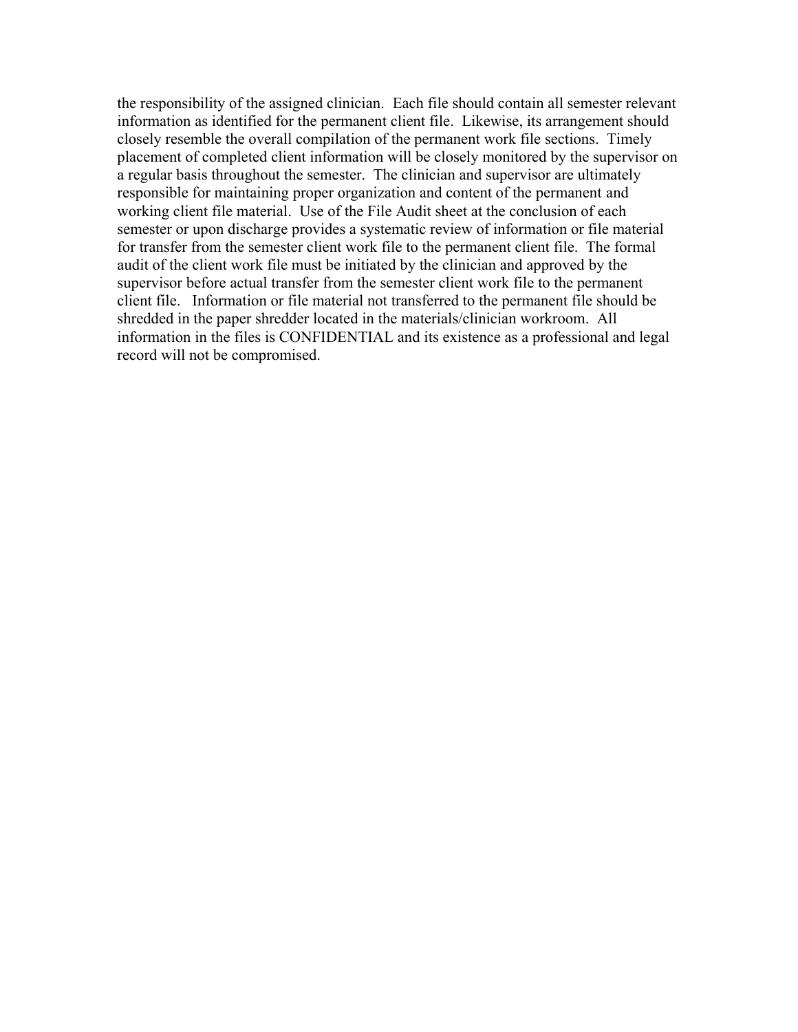the responsibility of the assigned clinician. Each file should contain all semester relevant information as identified for the permanent client file. Likewise, its arrangement should closely resemble the overall compilation of the permanent work file sections. Timely placement of completed client information will be closely monitored by the supervisor on a regular basis throughout the semester. The clinician and supervisor are ultimately responsible for maintaining proper organization and content of the permanent and working client file material. Use of the File Audit sheet at the conclusion of each semester or upon discharge provides a systematic review of information or file material for transfer from the semester client work file to the permanent client file. The formal audit of the client work file must be initiated by the clinician and approved by the supervisor before actual transfer from the semester client work file to the permanent client file. Information or file material not transferred to the permanent file should be shredded in the paper shredder located in the materials/clinician workroom. All information in the files is CONFIDENTIAL and its existence as a professional and legal record will not be compromised.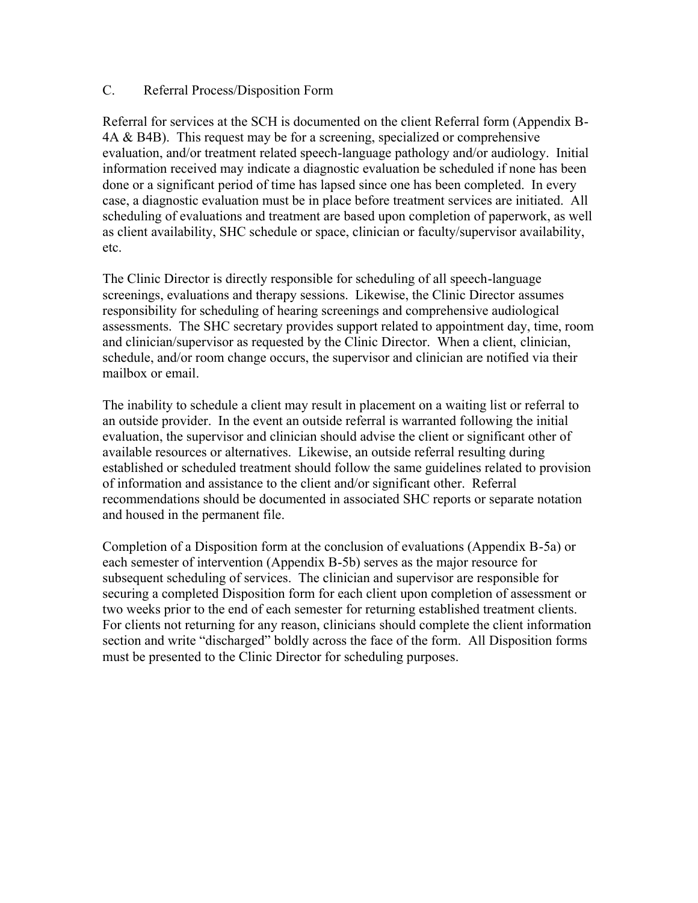### C. Referral Process/Disposition Form

Referral for services at the SCH is documented on the client Referral form (Appendix B-4A & B4B). This request may be for a screening, specialized or comprehensive evaluation, and/or treatment related speech-language pathology and/or audiology. Initial information received may indicate a diagnostic evaluation be scheduled if none has been done or a significant period of time has lapsed since one has been completed. In every case, a diagnostic evaluation must be in place before treatment services are initiated. All scheduling of evaluations and treatment are based upon completion of paperwork, as well as client availability, SHC schedule or space, clinician or faculty/supervisor availability, etc.

The Clinic Director is directly responsible for scheduling of all speech-language screenings, evaluations and therapy sessions. Likewise, the Clinic Director assumes responsibility for scheduling of hearing screenings and comprehensive audiological assessments. The SHC secretary provides support related to appointment day, time, room and clinician/supervisor as requested by the Clinic Director. When a client, clinician, schedule, and/or room change occurs, the supervisor and clinician are notified via their mailbox or email.

The inability to schedule a client may result in placement on a waiting list or referral to an outside provider. In the event an outside referral is warranted following the initial evaluation, the supervisor and clinician should advise the client or significant other of available resources or alternatives. Likewise, an outside referral resulting during established or scheduled treatment should follow the same guidelines related to provision of information and assistance to the client and/or significant other. Referral recommendations should be documented in associated SHC reports or separate notation and housed in the permanent file.

Completion of a Disposition form at the conclusion of evaluations (Appendix B-5a) or each semester of intervention (Appendix B-5b) serves as the major resource for subsequent scheduling of services. The clinician and supervisor are responsible for securing a completed Disposition form for each client upon completion of assessment or two weeks prior to the end of each semester for returning established treatment clients. For clients not returning for any reason, clinicians should complete the client information section and write "discharged" boldly across the face of the form. All Disposition forms must be presented to the Clinic Director for scheduling purposes.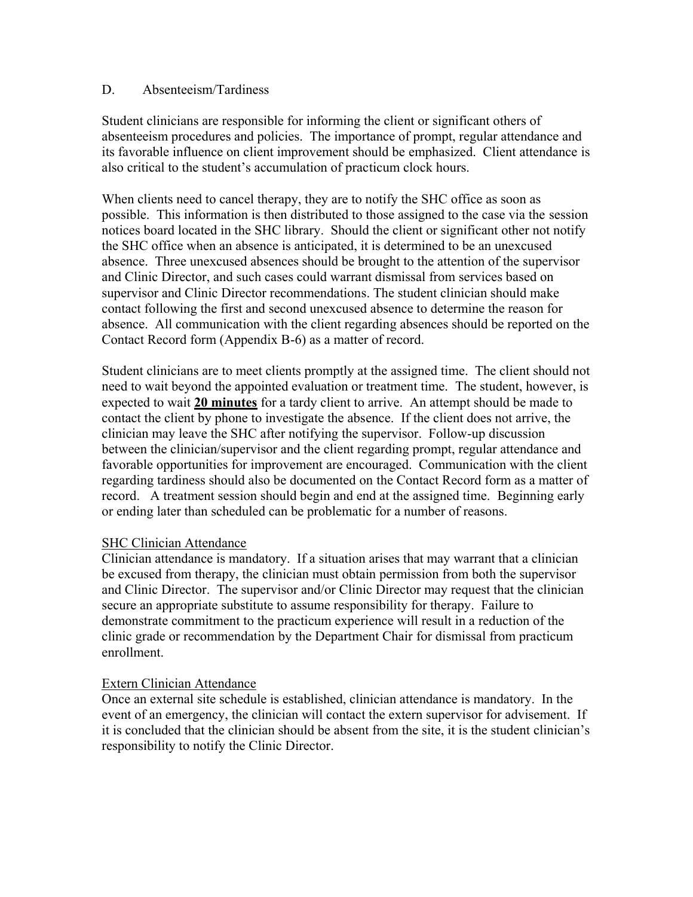## D. Absenteeism/Tardiness

Student clinicians are responsible for informing the client or significant others of absenteeism procedures and policies. The importance of prompt, regular attendance and its favorable influence on client improvement should be emphasized. Client attendance is also critical to the student's accumulation of practicum clock hours.

When clients need to cancel therapy, they are to notify the SHC office as soon as possible. This information is then distributed to those assigned to the case via the session notices board located in the SHC library. Should the client or significant other not notify the SHC office when an absence is anticipated, it is determined to be an unexcused absence. Three unexcused absences should be brought to the attention of the supervisor and Clinic Director, and such cases could warrant dismissal from services based on supervisor and Clinic Director recommendations. The student clinician should make contact following the first and second unexcused absence to determine the reason for absence. All communication with the client regarding absences should be reported on the Contact Record form (Appendix B-6) as a matter of record.

Student clinicians are to meet clients promptly at the assigned time. The client should not need to wait beyond the appointed evaluation or treatment time. The student, however, is expected to wait **20 minutes** for a tardy client to arrive. An attempt should be made to contact the client by phone to investigate the absence. If the client does not arrive, the clinician may leave the SHC after notifying the supervisor. Follow-up discussion between the clinician/supervisor and the client regarding prompt, regular attendance and favorable opportunities for improvement are encouraged. Communication with the client regarding tardiness should also be documented on the Contact Record form as a matter of record. A treatment session should begin and end at the assigned time. Beginning early or ending later than scheduled can be problematic for a number of reasons.

### SHC Clinician Attendance

Clinician attendance is mandatory. If a situation arises that may warrant that a clinician be excused from therapy, the clinician must obtain permission from both the supervisor and Clinic Director. The supervisor and/or Clinic Director may request that the clinician secure an appropriate substitute to assume responsibility for therapy. Failure to demonstrate commitment to the practicum experience will result in a reduction of the clinic grade or recommendation by the Department Chair for dismissal from practicum enrollment.

### Extern Clinician Attendance

Once an external site schedule is established, clinician attendance is mandatory. In the event of an emergency, the clinician will contact the extern supervisor for advisement. If it is concluded that the clinician should be absent from the site, it is the student clinician's responsibility to notify the Clinic Director.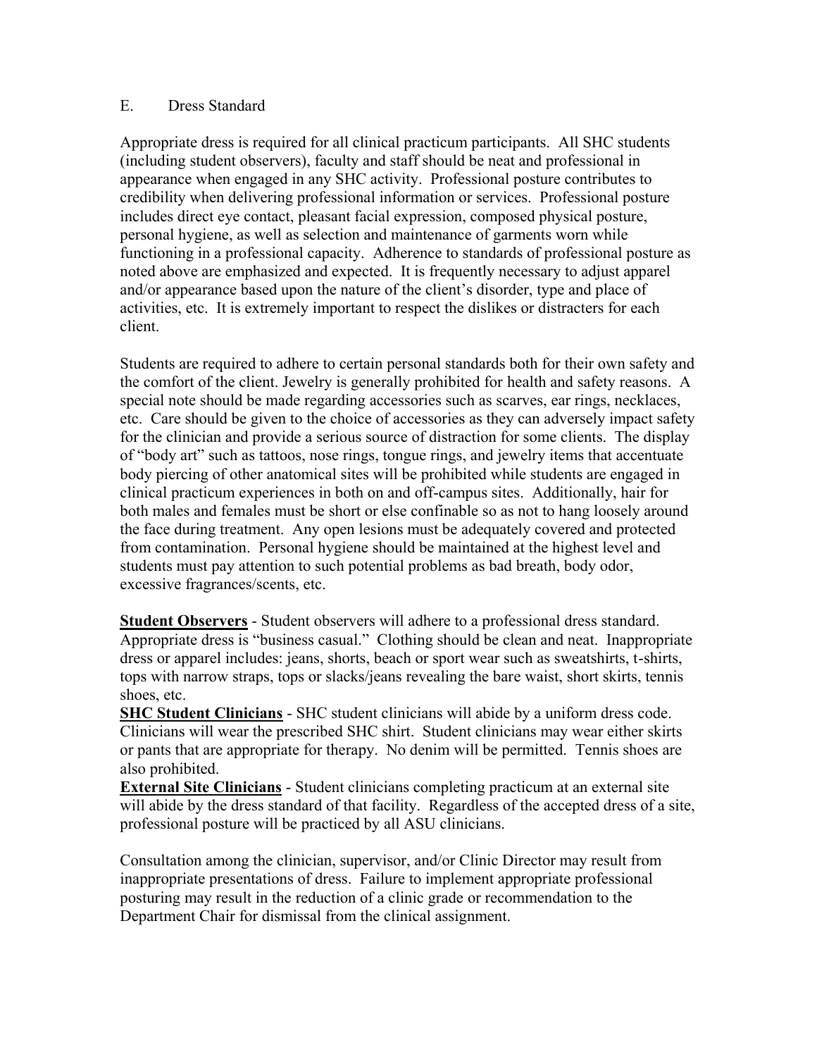## E. Dress Standard

Appropriate dress is required for all clinical practicum participants. All SHC students (including student observers), faculty and staff should be neat and professional in appearance when engaged in any SHC activity. Professional posture contributes to credibility when delivering professional information or services. Professional posture includes direct eye contact, pleasant facial expression, composed physical posture, personal hygiene, as well as selection and maintenance of garments worn while functioning in a professional capacity. Adherence to standards of professional posture as noted above are emphasized and expected. It is frequently necessary to adjust apparel and/or appearance based upon the nature of the client's disorder, type and place of activities, etc. It is extremely important to respect the dislikes or distracters for each client.

Students are required to adhere to certain personal standards both for their own safety and the comfort of the client. Jewelry is generally prohibited for health and safety reasons. A special note should be made regarding accessories such as scarves, ear rings, necklaces, etc. Care should be given to the choice of accessories as they can adversely impact safety for the clinician and provide a serious source of distraction for some clients. The display of "body art" such as tattoos, nose rings, tongue rings, and jewelry items that accentuate body piercing of other anatomical sites will be prohibited while students are engaged in clinical practicum experiences in both on and off-campus sites. Additionally, hair for both males and females must be short or else confinable so as not to hang loosely around the face during treatment. Any open lesions must be adequately covered and protected from contamination. Personal hygiene should be maintained at the highest level and students must pay attention to such potential problems as bad breath, body odor, excessive fragrances/scents, etc.

**Student Observers** - Student observers will adhere to a professional dress standard. Appropriate dress is "business casual." Clothing should be clean and neat. Inappropriate dress or apparel includes: jeans, shorts, beach or sport wear such as sweatshirts, t-shirts, tops with narrow straps, tops or slacks/jeans revealing the bare waist, short skirts, tennis shoes, etc.

**SHC Student Clinicians** - SHC student clinicians will abide by a uniform dress code. Clinicians will wear the prescribed SHC shirt. Student clinicians may wear either skirts or pants that are appropriate for therapy. No denim will be permitted. Tennis shoes are also prohibited.

**External Site Clinicians** - Student clinicians completing practicum at an external site will abide by the dress standard of that facility. Regardless of the accepted dress of a site, professional posture will be practiced by all ASU clinicians.

Consultation among the clinician, supervisor, and/or Clinic Director may result from inappropriate presentations of dress. Failure to implement appropriate professional posturing may result in the reduction of a clinic grade or recommendation to the Department Chair for dismissal from the clinical assignment.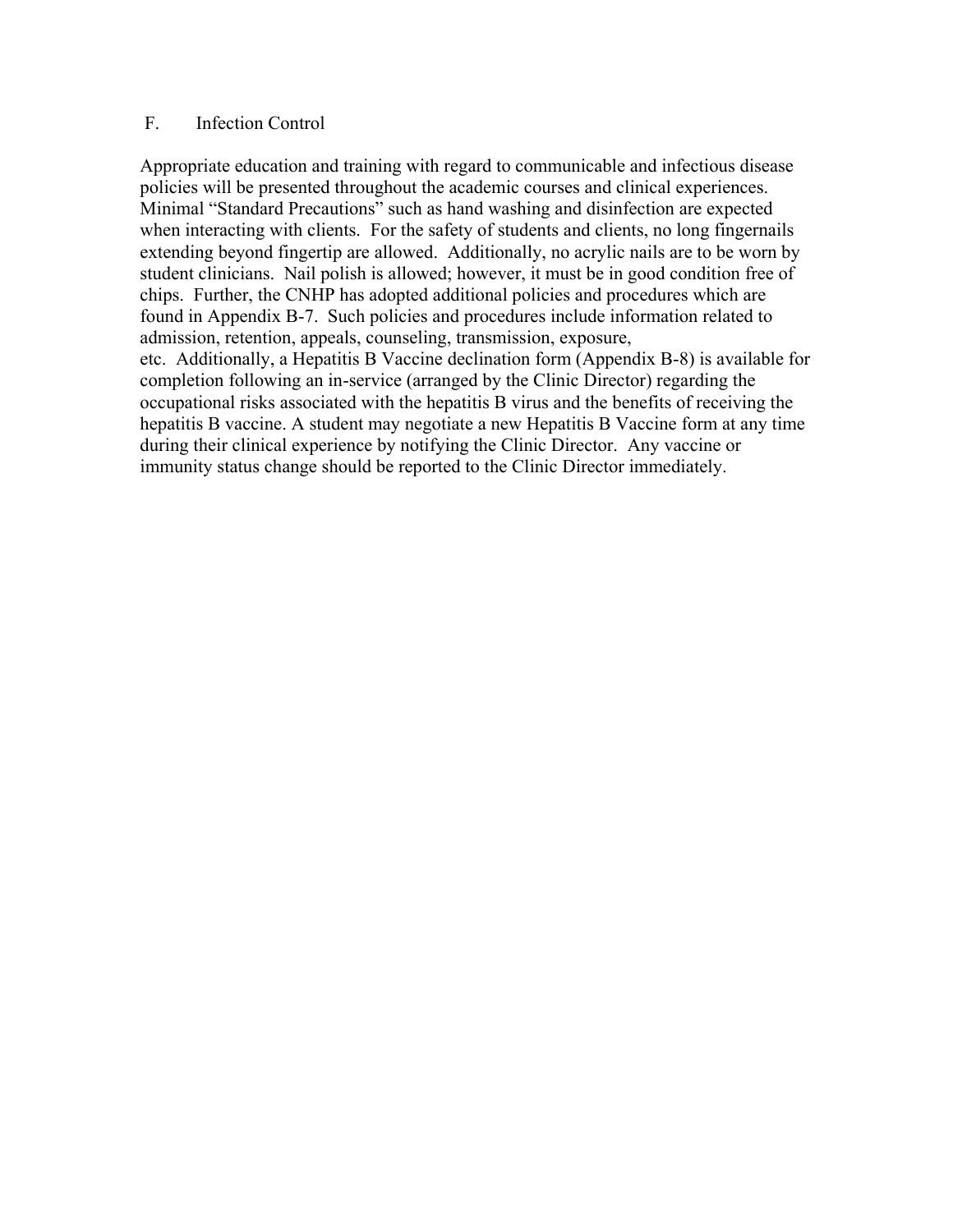## F. Infection Control

Appropriate education and training with regard to communicable and infectious disease policies will be presented throughout the academic courses and clinical experiences. Minimal "Standard Precautions" such as hand washing and disinfection are expected when interacting with clients. For the safety of students and clients, no long fingernails extending beyond fingertip are allowed. Additionally, no acrylic nails are to be worn by student clinicians. Nail polish is allowed; however, it must be in good condition free of chips. Further, the CNHP has adopted additional policies and procedures which are found in Appendix B-7. Such policies and procedures include information related to admission, retention, appeals, counseling, transmission, exposure, etc. Additionally, a Hepatitis B Vaccine declination form (Appendix B-8) is available for completion following an in-service (arranged by the Clinic Director) regarding the occupational risks associated with the hepatitis B virus and the benefits of receiving the hepatitis B vaccine. A student may negotiate a new Hepatitis B Vaccine form at any time during their clinical experience by notifying the Clinic Director. Any vaccine or immunity status change should be reported to the Clinic Director immediately.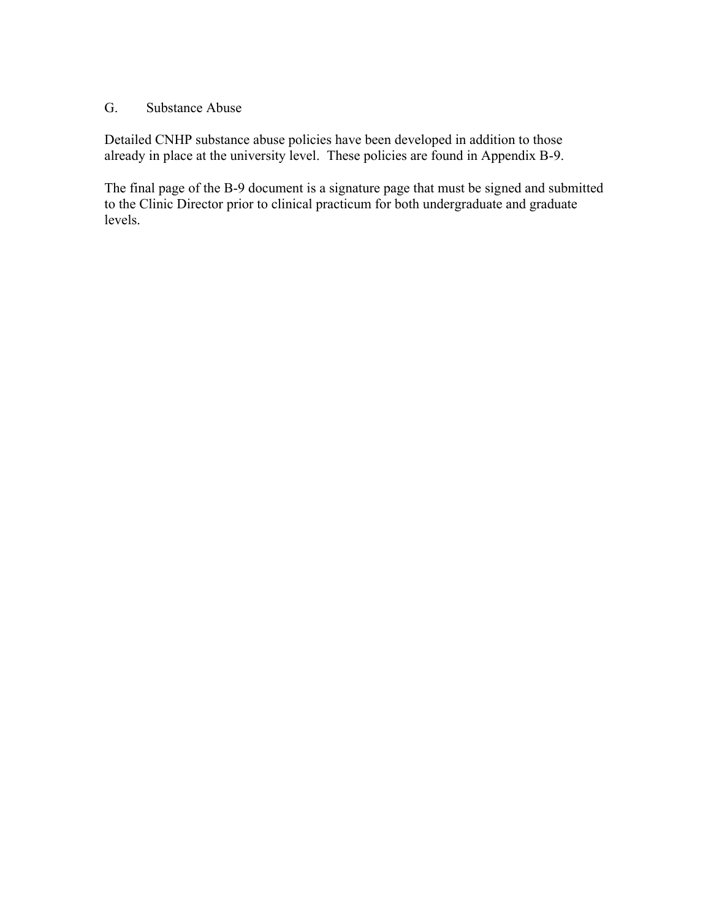## G. Substance Abuse

Detailed CNHP substance abuse policies have been developed in addition to those already in place at the university level. These policies are found in Appendix B-9.

The final page of the B-9 document is a signature page that must be signed and submitted to the Clinic Director prior to clinical practicum for both undergraduate and graduate levels.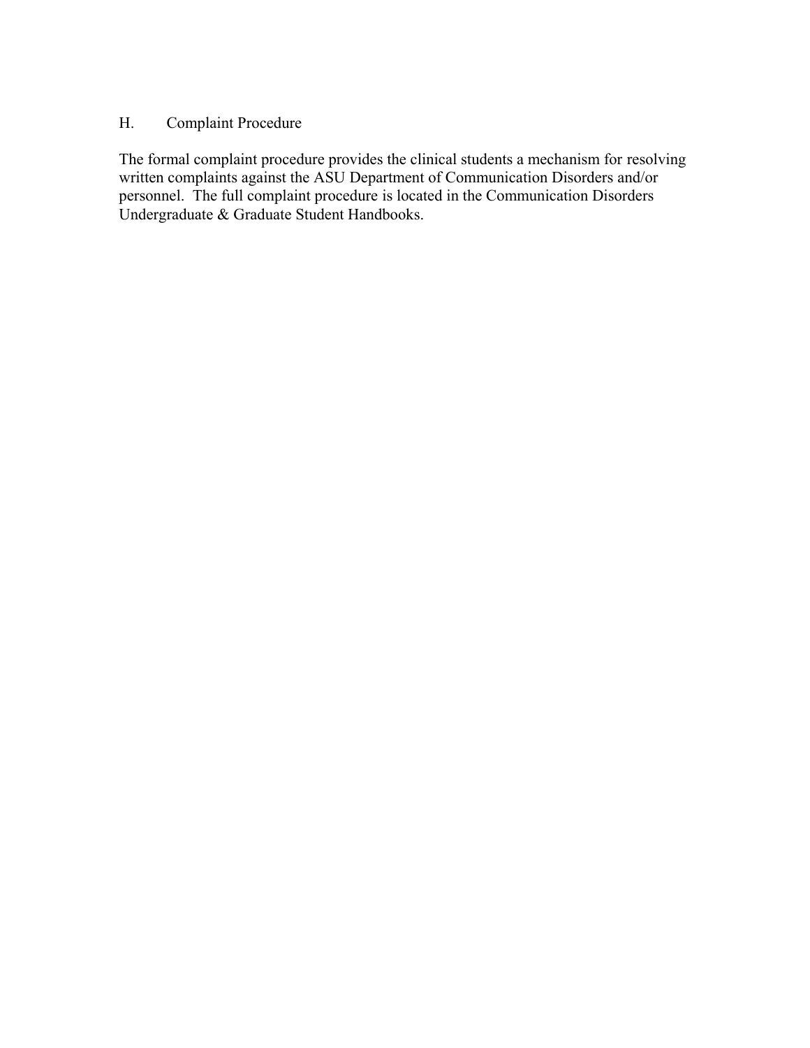### H. Complaint Procedure

The formal complaint procedure provides the clinical students a mechanism for resolving written complaints against the ASU Department of Communication Disorders and/or personnel. The full complaint procedure is located in the Communication Disorders Undergraduate & Graduate Student Handbooks.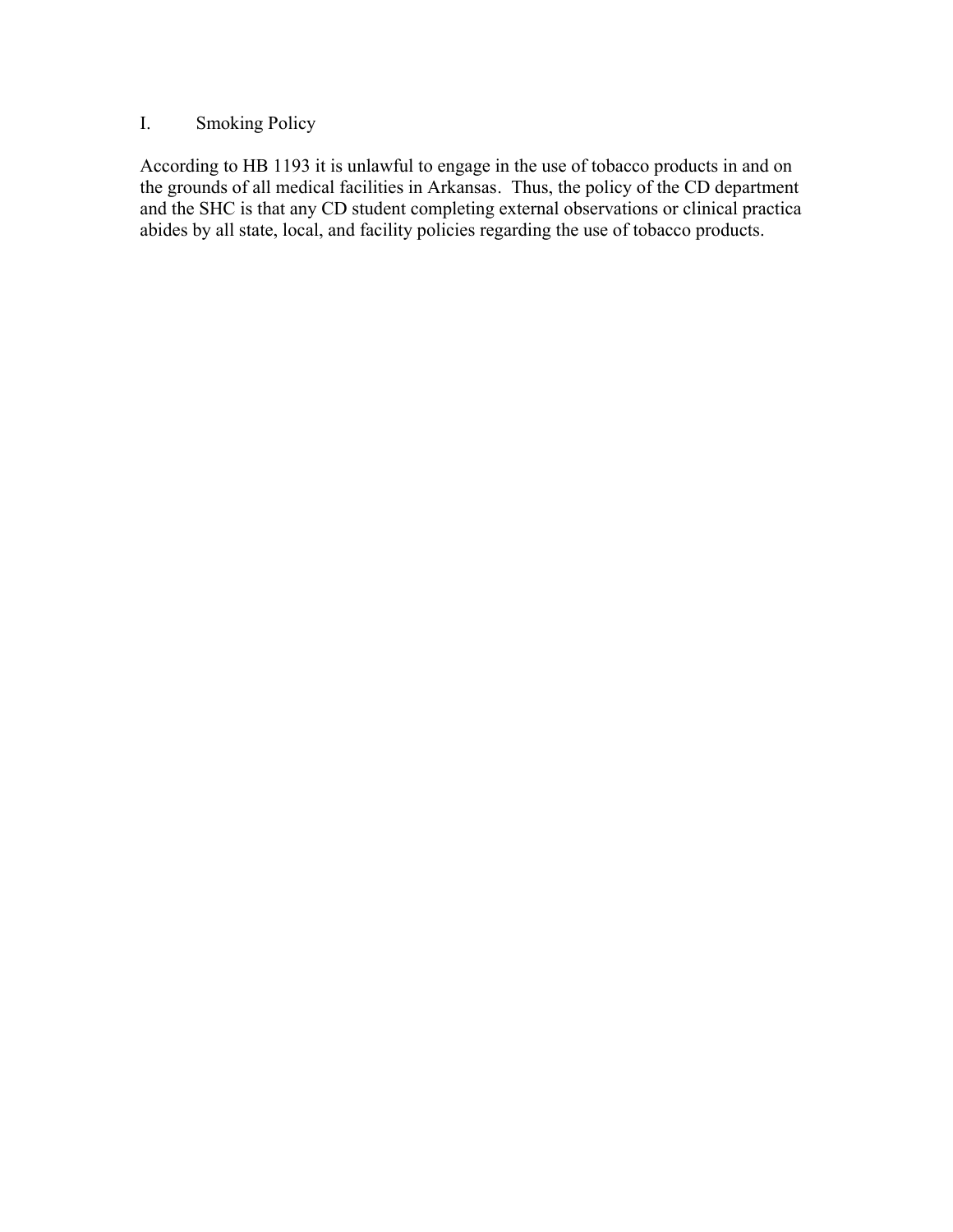## I. Smoking Policy

According to HB 1193 it is unlawful to engage in the use of tobacco products in and on the grounds of all medical facilities in Arkansas. Thus, the policy of the CD department and the SHC is that any CD student completing external observations or clinical practica abides by all state, local, and facility policies regarding the use of tobacco products.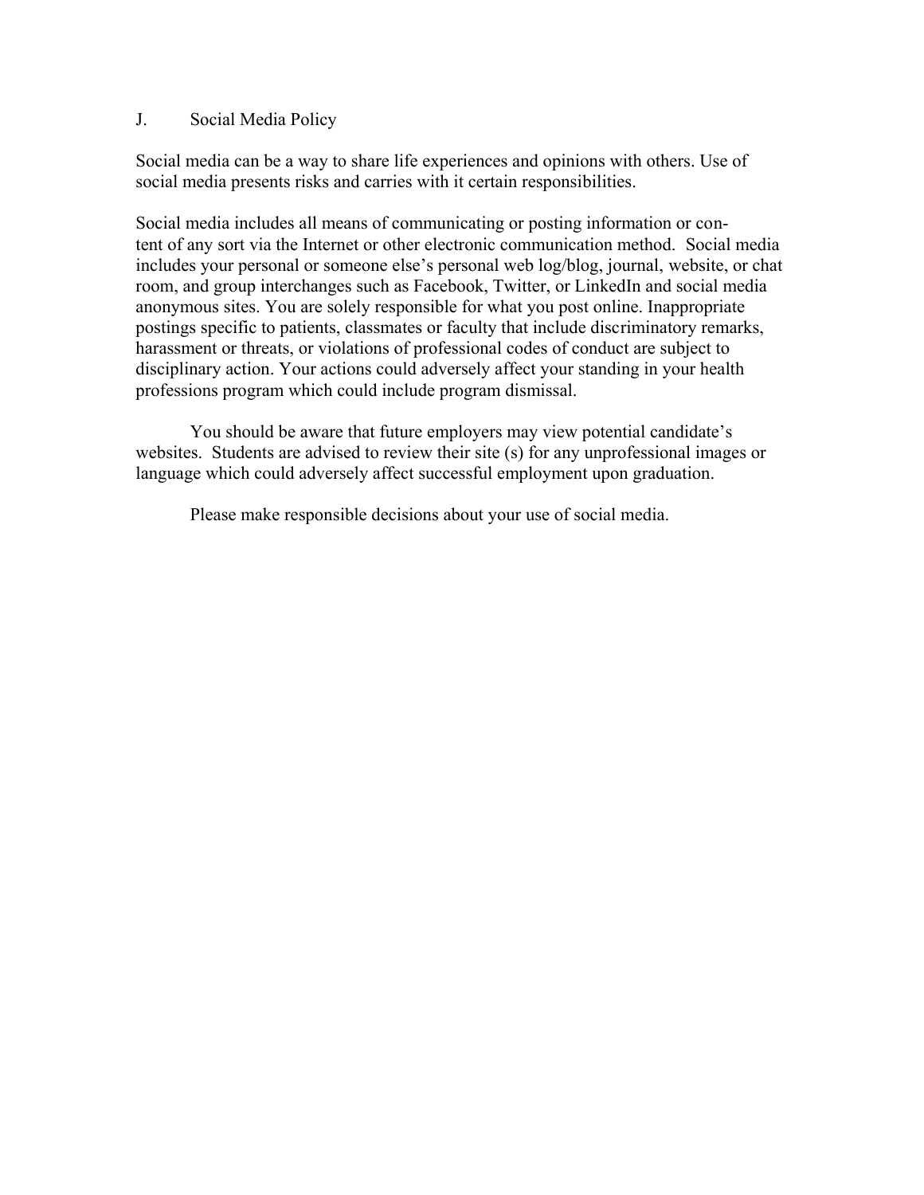## J. Social Media Policy

Social media can be a way to share life experiences and opinions with others. Use of social media presents risks and carries with it certain responsibilities.

Social media includes all means of communicating or posting information or content of any sort via the Internet or other electronic communication method. Social media includes your personal or someone else's personal web log/blog, journal, website, or chat room, and group interchanges such as Facebook, Twitter, or LinkedIn and social media anonymous sites. You are solely responsible for what you post online. Inappropriate postings specific to patients, classmates or faculty that include discriminatory remarks, harassment or threats, or violations of professional codes of conduct are subject to disciplinary action. Your actions could adversely affect your standing in your health professions program which could include program dismissal.

You should be aware that future employers may view potential candidate's websites. Students are advised to review their site (s) for any unprofessional images or language which could adversely affect successful employment upon graduation.

Please make responsible decisions about your use of social media.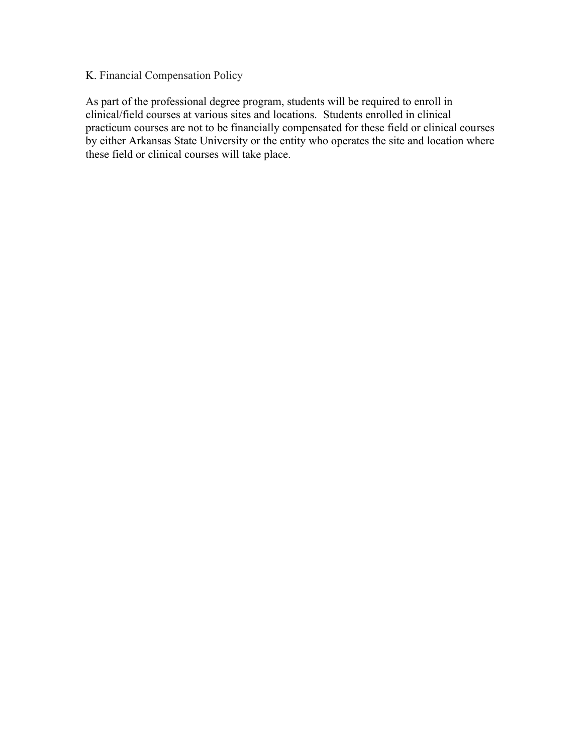## K. Financial Compensation Policy

As part of the professional degree program, students will be required to enroll in clinical/field courses at various sites and locations. Students enrolled in clinical practicum courses are not to be financially compensated for these field or clinical courses by either Arkansas State University or the entity who operates the site and location where these field or clinical courses will take place.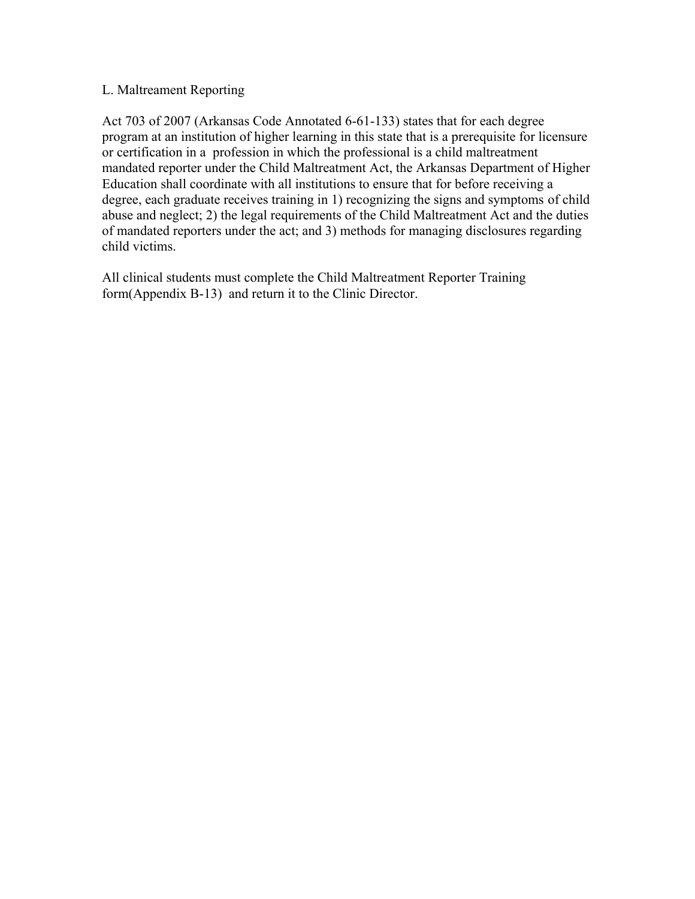## L. Maltreament Reporting

Act 703 of 2007 (Arkansas Code Annotated 6-61-133) states that for each degree program at an institution of higher learning in this state that is a prerequisite for licensure or certification in a profession in which the professional is a child maltreatment mandated reporter under the Child Maltreatment Act, the Arkansas Department of Higher Education shall coordinate with all institutions to ensure that for before receiving a degree, each graduate receives training in 1) recognizing the signs and symptoms of child abuse and neglect; 2) the legal requirements of the Child Maltreatment Act and the duties of mandated reporters under the act; and 3) methods for managing disclosures regarding child victims.

All clinical students must complete the Child Maltreatment Reporter Training form(Appendix B-13) and return it to the Clinic Director.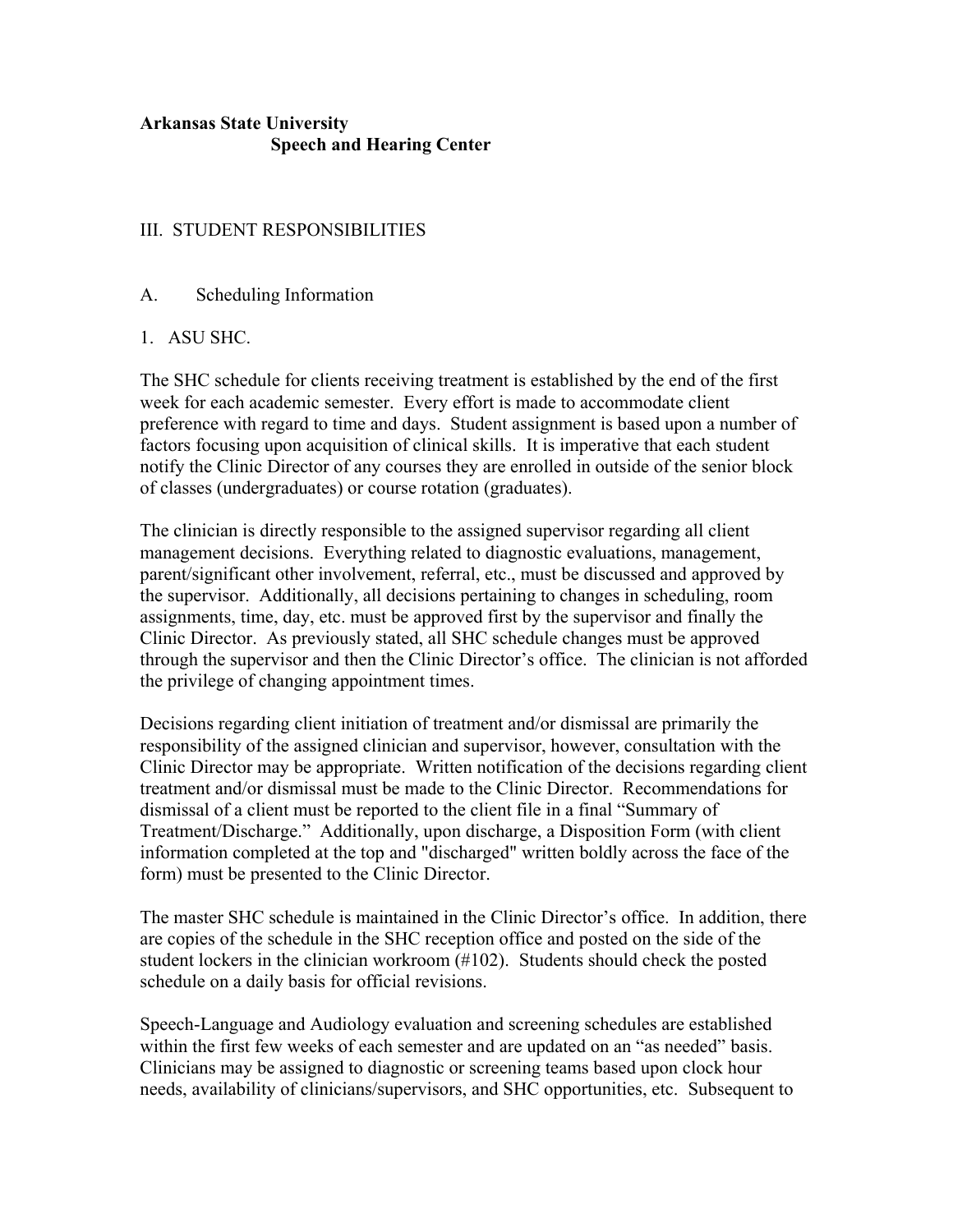**Arkansas State University**
**Speech and Hearing Center**

III. STUDENT RESPONSIBILITIES

A. Scheduling Information

1. ASU SHC.

The SHC schedule for clients receiving treatment is established by the end of the first week for each academic semester. Every effort is made to accommodate client preference with regard to time and days. Student assignment is based upon a number of factors focusing upon acquisition of clinical skills. It is imperative that each student notify the Clinic Director of any courses they are enrolled in outside of the senior block of classes (undergraduates) or course rotation (graduates).

The clinician is directly responsible to the assigned supervisor regarding all client management decisions. Everything related to diagnostic evaluations, management, parent/significant other involvement, referral, etc., must be discussed and approved by the supervisor. Additionally, all decisions pertaining to changes in scheduling, room assignments, time, day, etc. must be approved first by the supervisor and finally the Clinic Director. As previously stated, all SHC schedule changes must be approved through the supervisor and then the Clinic Director's office. The clinician is not afforded the privilege of changing appointment times.

Decisions regarding client initiation of treatment and/or dismissal are primarily the responsibility of the assigned clinician and supervisor, however, consultation with the Clinic Director may be appropriate. Written notification of the decisions regarding client treatment and/or dismissal must be made to the Clinic Director. Recommendations for dismissal of a client must be reported to the client file in a final "Summary of Treatment/Discharge." Additionally, upon discharge, a Disposition Form (with client information completed at the top and "discharged" written boldly across the face of the form) must be presented to the Clinic Director.

The master SHC schedule is maintained in the Clinic Director's office. In addition, there are copies of the schedule in the SHC reception office and posted on the side of the student lockers in the clinician workroom (#102). Students should check the posted schedule on a daily basis for official revisions.

Speech-Language and Audiology evaluation and screening schedules are established within the first few weeks of each semester and are updated on an "as needed" basis. Clinicians may be assigned to diagnostic or screening teams based upon clock hour needs, availability of clinicians/supervisors, and SHC opportunities, etc. Subsequent to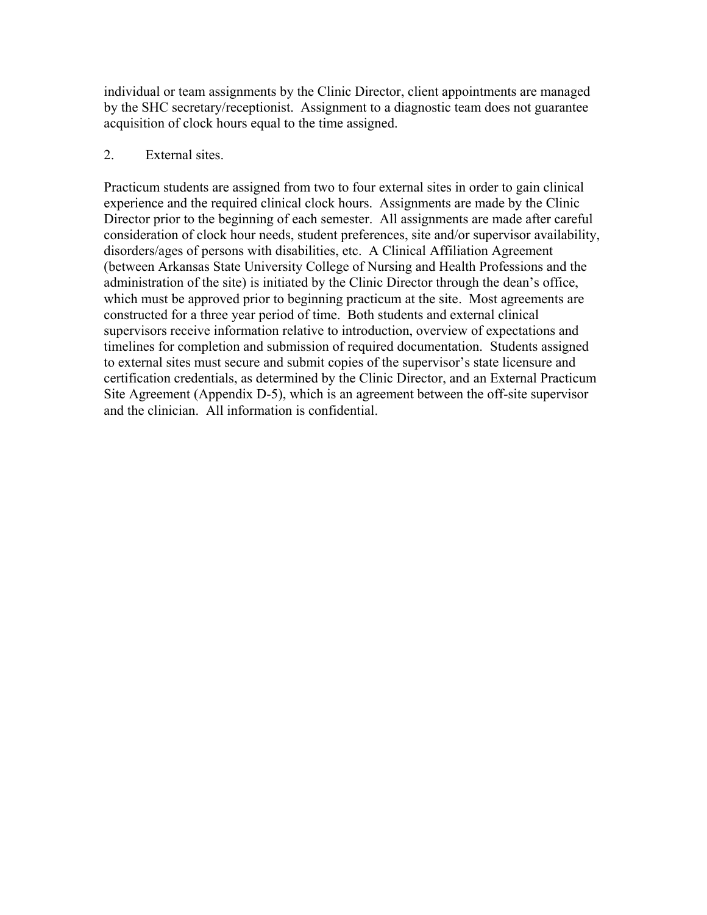individual or team assignments by the Clinic Director, client appointments are managed by the SHC secretary/receptionist. Assignment to a diagnostic team does not guarantee acquisition of clock hours equal to the time assigned.

2. External sites.

Practicum students are assigned from two to four external sites in order to gain clinical experience and the required clinical clock hours. Assignments are made by the Clinic Director prior to the beginning of each semester. All assignments are made after careful consideration of clock hour needs, student preferences, site and/or supervisor availability, disorders/ages of persons with disabilities, etc. A Clinical Affiliation Agreement (between Arkansas State University College of Nursing and Health Professions and the administration of the site) is initiated by the Clinic Director through the dean's office, which must be approved prior to beginning practicum at the site. Most agreements are constructed for a three year period of time. Both students and external clinical supervisors receive information relative to introduction, overview of expectations and timelines for completion and submission of required documentation. Students assigned to external sites must secure and submit copies of the supervisor's state licensure and certification credentials, as determined by the Clinic Director, and an External Practicum Site Agreement (Appendix D-5), which is an agreement between the off-site supervisor and the clinician. All information is confidential.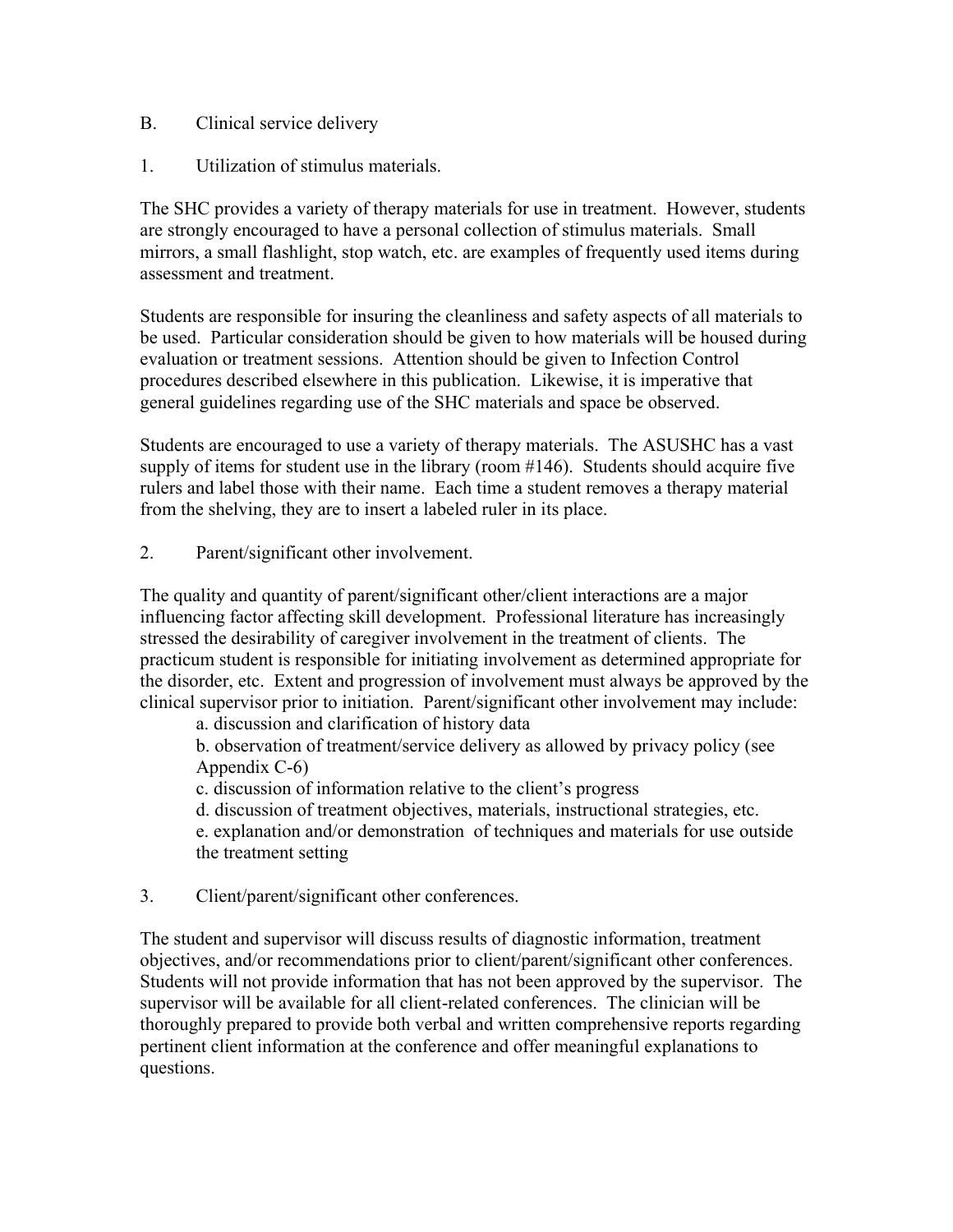B. Clinical service delivery

1. Utilization of stimulus materials.

The SHC provides a variety of therapy materials for use in treatment. However, students are strongly encouraged to have a personal collection of stimulus materials. Small mirrors, a small flashlight, stop watch, etc. are examples of frequently used items during assessment and treatment.

Students are responsible for insuring the cleanliness and safety aspects of all materials to be used. Particular consideration should be given to how materials will be housed during evaluation or treatment sessions. Attention should be given to Infection Control procedures described elsewhere in this publication. Likewise, it is imperative that general guidelines regarding use of the SHC materials and space be observed.

Students are encouraged to use a variety of therapy materials. The ASUSHC has a vast supply of items for student use in the library (room #146). Students should acquire five rulers and label those with their name. Each time a student removes a therapy material from the shelving, they are to insert a labeled ruler in its place.

2. Parent/significant other involvement.

The quality and quantity of parent/significant other/client interactions are a major influencing factor affecting skill development. Professional literature has increasingly stressed the desirability of caregiver involvement in the treatment of clients. The practicum student is responsible for initiating involvement as determined appropriate for the disorder, etc. Extent and progression of involvement must always be approved by the clinical supervisor prior to initiation. Parent/significant other involvement may include:

a. discussion and clarification of history data

b. observation of treatment/service delivery as allowed by privacy policy (see Appendix C-6)

c. discussion of information relative to the client's progress

d. discussion of treatment objectives, materials, instructional strategies, etc.

e. explanation and/or demonstration of techniques and materials for use outside the treatment setting

3. Client/parent/significant other conferences.

The student and supervisor will discuss results of diagnostic information, treatment objectives, and/or recommendations prior to client/parent/significant other conferences. Students will not provide information that has not been approved by the supervisor. The supervisor will be available for all client-related conferences. The clinician will be thoroughly prepared to provide both verbal and written comprehensive reports regarding pertinent client information at the conference and offer meaningful explanations to questions.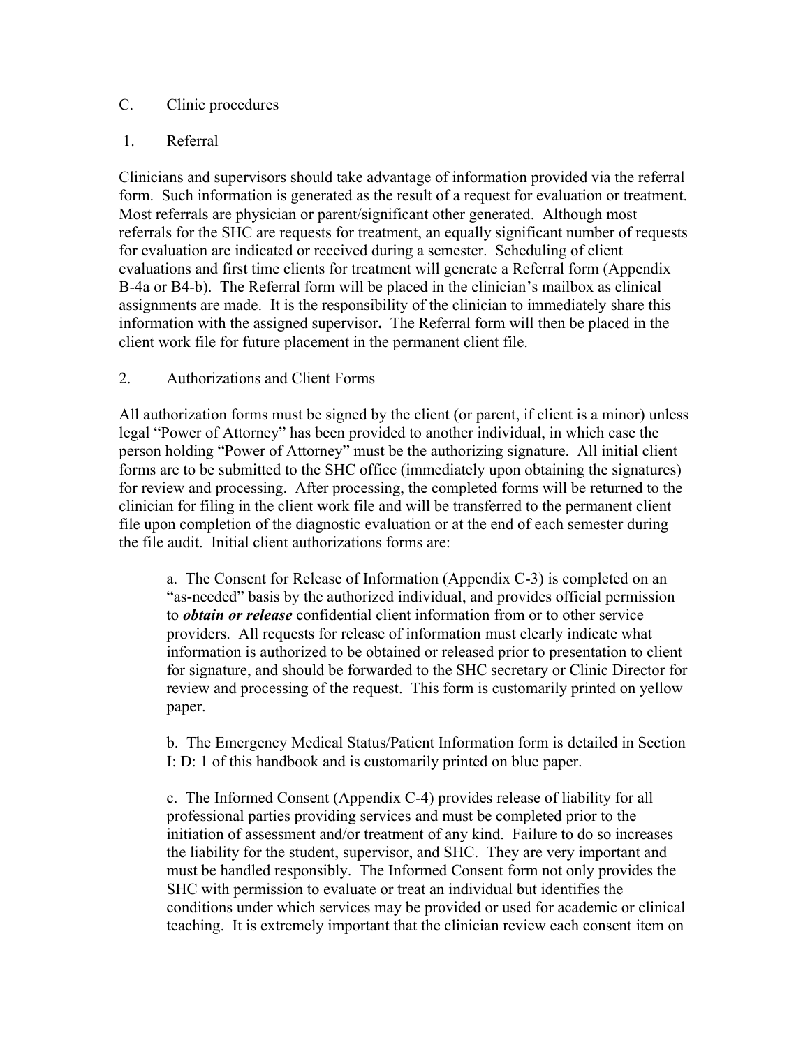## C. Clinic procedures

### 1. Referral

Clinicians and supervisors should take advantage of information provided via the referral form. Such information is generated as the result of a request for evaluation or treatment. Most referrals are physician or parent/significant other generated. Although most referrals for the SHC are requests for treatment, an equally significant number of requests for evaluation are indicated or received during a semester. Scheduling of client evaluations and first time clients for treatment will generate a Referral form (Appendix B-4a or B4-b). The Referral form will be placed in the clinician's mailbox as clinical assignments are made. It is the responsibility of the clinician to immediately share this information with the assigned supervisor**.** The Referral form will then be placed in the client work file for future placement in the permanent client file.

### 2. Authorizations and Client Forms

All authorization forms must be signed by the client (or parent, if client is a minor) unless legal "Power of Attorney" has been provided to another individual, in which case the person holding "Power of Attorney" must be the authorizing signature. All initial client forms are to be submitted to the SHC office (immediately upon obtaining the signatures) for review and processing. After processing, the completed forms will be returned to the clinician for filing in the client work file and will be transferred to the permanent client file upon completion of the diagnostic evaluation or at the end of each semester during the file audit. Initial client authorizations forms are:

a. The Consent for Release of Information (Appendix C-3) is completed on an "as-needed" basis by the authorized individual, and provides official permission to ***obtain or release*** confidential client information from or to other service providers. All requests for release of information must clearly indicate what information is authorized to be obtained or released prior to presentation to client for signature, and should be forwarded to the SHC secretary or Clinic Director for review and processing of the request. This form is customarily printed on yellow paper.

b. The Emergency Medical Status/Patient Information form is detailed in Section I: D: 1 of this handbook and is customarily printed on blue paper.

c. The Informed Consent (Appendix C-4) provides release of liability for all professional parties providing services and must be completed prior to the initiation of assessment and/or treatment of any kind. Failure to do so increases the liability for the student, supervisor, and SHC. They are very important and must be handled responsibly. The Informed Consent form not only provides the SHC with permission to evaluate or treat an individual but identifies the conditions under which services may be provided or used for academic or clinical teaching. It is extremely important that the clinician review each consent item on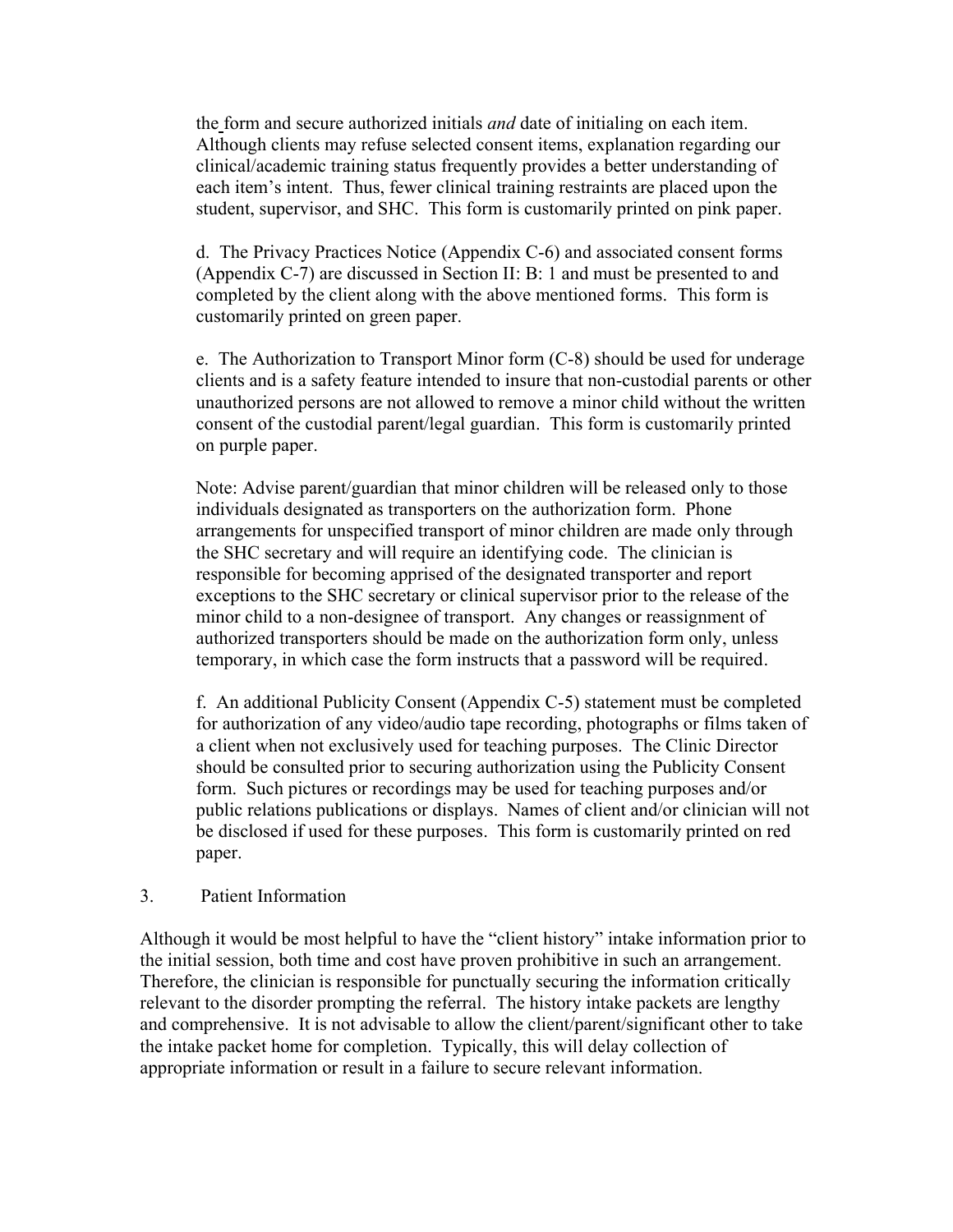the form and secure authorized initials *and* date of initialing on each item. Although clients may refuse selected consent items, explanation regarding our clinical/academic training status frequently provides a better understanding of each item's intent. Thus, fewer clinical training restraints are placed upon the student, supervisor, and SHC. This form is customarily printed on pink paper.

d. The Privacy Practices Notice (Appendix C-6) and associated consent forms (Appendix C-7) are discussed in Section II: B: 1 and must be presented to and completed by the client along with the above mentioned forms. This form is customarily printed on green paper.

e. The Authorization to Transport Minor form (C-8) should be used for underage clients and is a safety feature intended to insure that non-custodial parents or other unauthorized persons are not allowed to remove a minor child without the written consent of the custodial parent/legal guardian. This form is customarily printed on purple paper.

Note: Advise parent/guardian that minor children will be released only to those individuals designated as transporters on the authorization form. Phone arrangements for unspecified transport of minor children are made only through the SHC secretary and will require an identifying code. The clinician is responsible for becoming apprised of the designated transporter and report exceptions to the SHC secretary or clinical supervisor prior to the release of the minor child to a non-designee of transport. Any changes or reassignment of authorized transporters should be made on the authorization form only, unless temporary, in which case the form instructs that a password will be required.

f. An additional Publicity Consent (Appendix C-5) statement must be completed for authorization of any video/audio tape recording, photographs or films taken of a client when not exclusively used for teaching purposes. The Clinic Director should be consulted prior to securing authorization using the Publicity Consent form. Such pictures or recordings may be used for teaching purposes and/or public relations publications or displays. Names of client and/or clinician will not be disclosed if used for these purposes. This form is customarily printed on red paper.

3. Patient Information

Although it would be most helpful to have the "client history" intake information prior to the initial session, both time and cost have proven prohibitive in such an arrangement. Therefore, the clinician is responsible for punctually securing the information critically relevant to the disorder prompting the referral. The history intake packets are lengthy and comprehensive. It is not advisable to allow the client/parent/significant other to take the intake packet home for completion. Typically, this will delay collection of appropriate information or result in a failure to secure relevant information.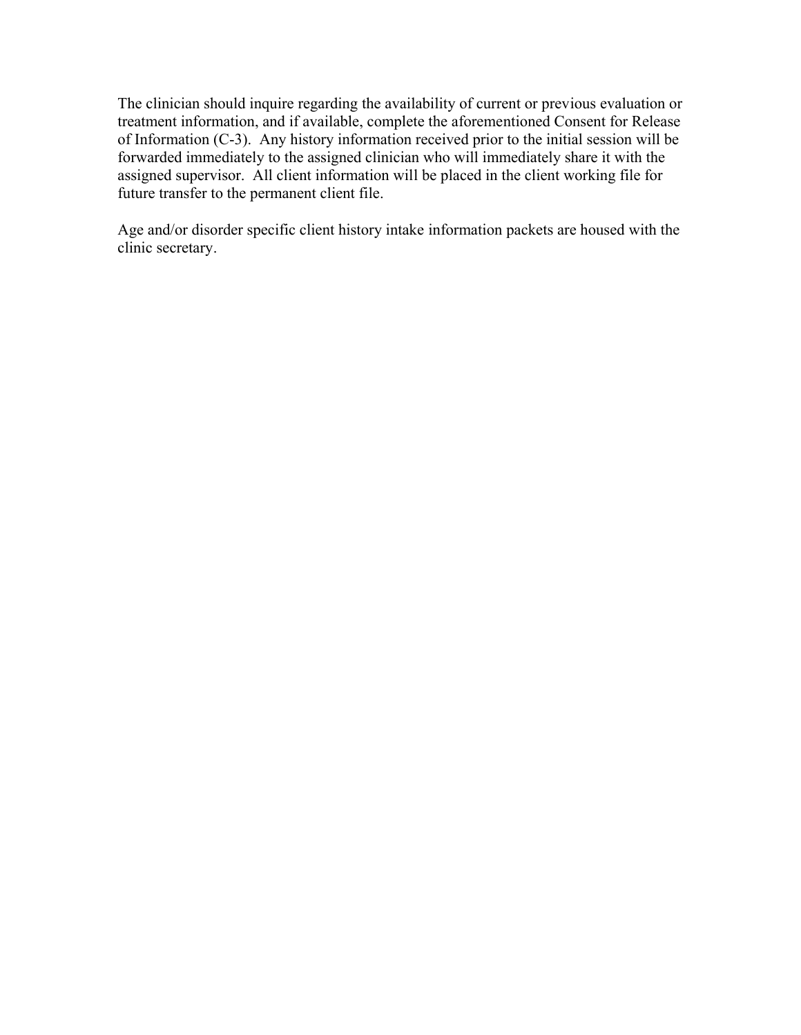The clinician should inquire regarding the availability of current or previous evaluation or treatment information, and if available, complete the aforementioned Consent for Release of Information (C-3). Any history information received prior to the initial session will be forwarded immediately to the assigned clinician who will immediately share it with the assigned supervisor. All client information will be placed in the client working file for future transfer to the permanent client file.

Age and/or disorder specific client history intake information packets are housed with the clinic secretary.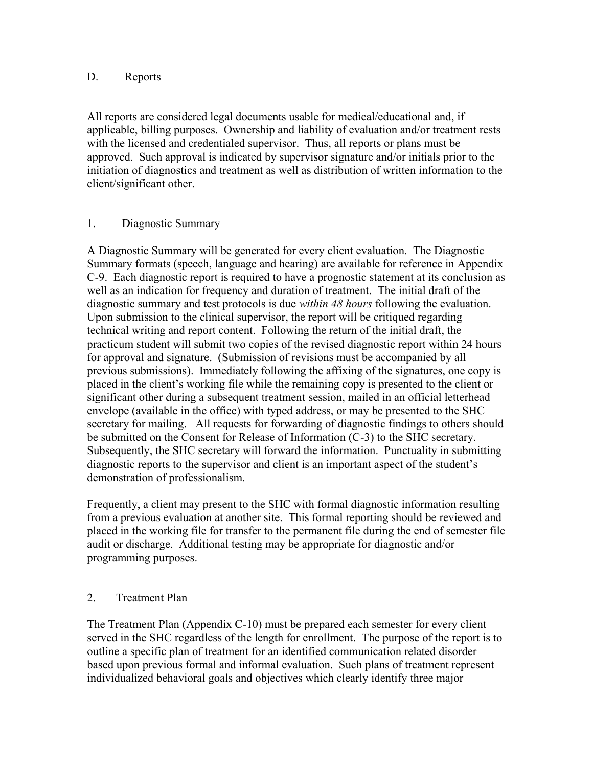## D. Reports

All reports are considered legal documents usable for medical/educational and, if applicable, billing purposes. Ownership and liability of evaluation and/or treatment rests with the licensed and credentialed supervisor. Thus, all reports or plans must be approved. Such approval is indicated by supervisor signature and/or initials prior to the initiation of diagnostics and treatment as well as distribution of written information to the client/significant other.

### 1. Diagnostic Summary

A Diagnostic Summary will be generated for every client evaluation. The Diagnostic Summary formats (speech, language and hearing) are available for reference in Appendix C-9. Each diagnostic report is required to have a prognostic statement at its conclusion as well as an indication for frequency and duration of treatment. The initial draft of the diagnostic summary and test protocols is due *within 48 hours* following the evaluation. Upon submission to the clinical supervisor, the report will be critiqued regarding technical writing and report content. Following the return of the initial draft, the practicum student will submit two copies of the revised diagnostic report within 24 hours for approval and signature. (Submission of revisions must be accompanied by all previous submissions). Immediately following the affixing of the signatures, one copy is placed in the client's working file while the remaining copy is presented to the client or significant other during a subsequent treatment session, mailed in an official letterhead envelope (available in the office) with typed address, or may be presented to the SHC secretary for mailing. All requests for forwarding of diagnostic findings to others should be submitted on the Consent for Release of Information (C-3) to the SHC secretary. Subsequently, the SHC secretary will forward the information. Punctuality in submitting diagnostic reports to the supervisor and client is an important aspect of the student's demonstration of professionalism.

Frequently, a client may present to the SHC with formal diagnostic information resulting from a previous evaluation at another site. This formal reporting should be reviewed and placed in the working file for transfer to the permanent file during the end of semester file audit or discharge. Additional testing may be appropriate for diagnostic and/or programming purposes.

### 2. Treatment Plan

The Treatment Plan (Appendix C-10) must be prepared each semester for every client served in the SHC regardless of the length for enrollment. The purpose of the report is to outline a specific plan of treatment for an identified communication related disorder based upon previous formal and informal evaluation. Such plans of treatment represent individualized behavioral goals and objectives which clearly identify three major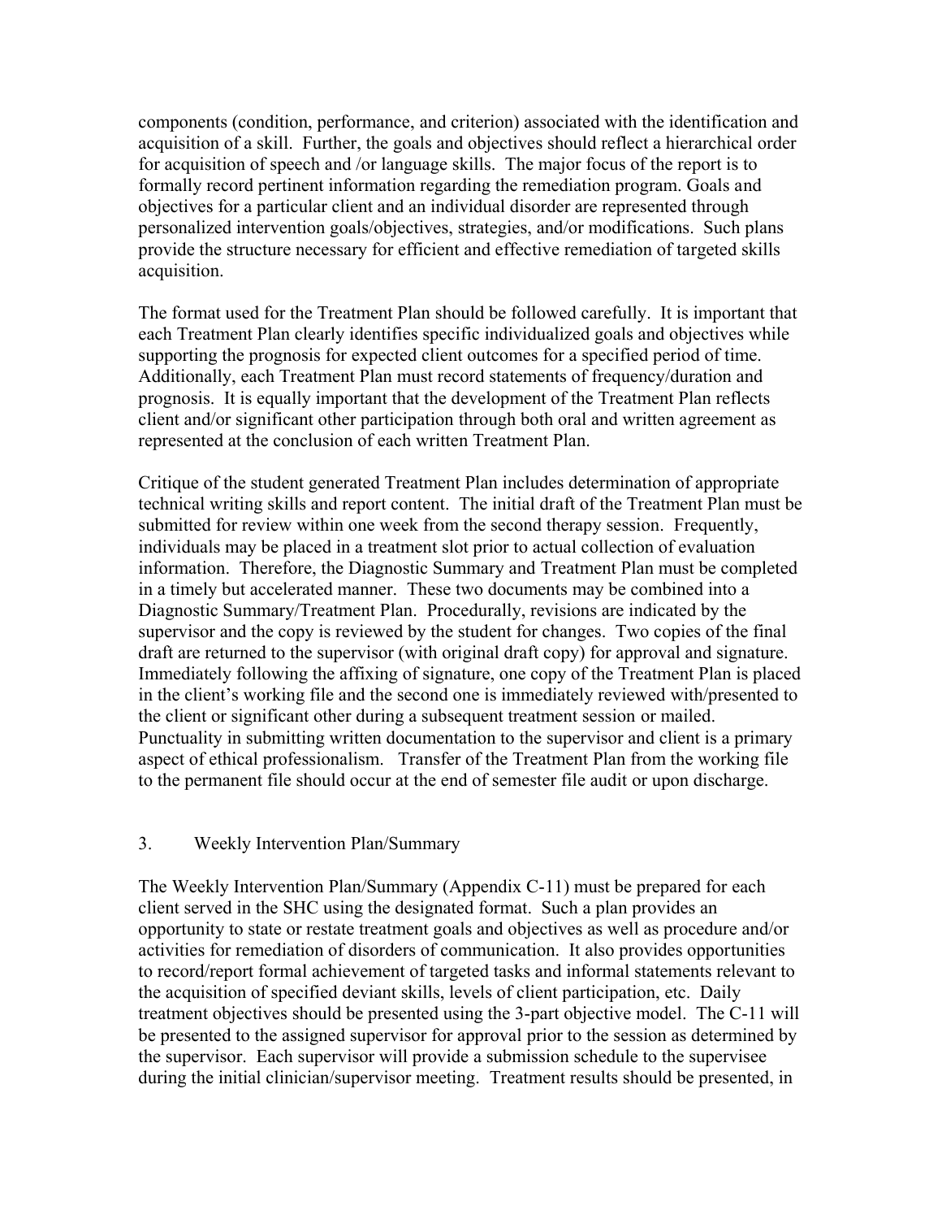components (condition, performance, and criterion) associated with the identification and acquisition of a skill. Further, the goals and objectives should reflect a hierarchical order for acquisition of speech and /or language skills. The major focus of the report is to formally record pertinent information regarding the remediation program. Goals and objectives for a particular client and an individual disorder are represented through personalized intervention goals/objectives, strategies, and/or modifications. Such plans provide the structure necessary for efficient and effective remediation of targeted skills acquisition.

The format used for the Treatment Plan should be followed carefully. It is important that each Treatment Plan clearly identifies specific individualized goals and objectives while supporting the prognosis for expected client outcomes for a specified period of time. Additionally, each Treatment Plan must record statements of frequency/duration and prognosis. It is equally important that the development of the Treatment Plan reflects client and/or significant other participation through both oral and written agreement as represented at the conclusion of each written Treatment Plan.

Critique of the student generated Treatment Plan includes determination of appropriate technical writing skills and report content. The initial draft of the Treatment Plan must be submitted for review within one week from the second therapy session. Frequently, individuals may be placed in a treatment slot prior to actual collection of evaluation information. Therefore, the Diagnostic Summary and Treatment Plan must be completed in a timely but accelerated manner. These two documents may be combined into a Diagnostic Summary/Treatment Plan. Procedurally, revisions are indicated by the supervisor and the copy is reviewed by the student for changes. Two copies of the final draft are returned to the supervisor (with original draft copy) for approval and signature. Immediately following the affixing of signature, one copy of the Treatment Plan is placed in the client's working file and the second one is immediately reviewed with/presented to the client or significant other during a subsequent treatment session or mailed. Punctuality in submitting written documentation to the supervisor and client is a primary aspect of ethical professionalism. Transfer of the Treatment Plan from the working file to the permanent file should occur at the end of semester file audit or upon discharge.

3. Weekly Intervention Plan/Summary

The Weekly Intervention Plan/Summary (Appendix C-11) must be prepared for each client served in the SHC using the designated format. Such a plan provides an opportunity to state or restate treatment goals and objectives as well as procedure and/or activities for remediation of disorders of communication. It also provides opportunities to record/report formal achievement of targeted tasks and informal statements relevant to the acquisition of specified deviant skills, levels of client participation, etc. Daily treatment objectives should be presented using the 3-part objective model. The C-11 will be presented to the assigned supervisor for approval prior to the session as determined by the supervisor. Each supervisor will provide a submission schedule to the supervisee during the initial clinician/supervisor meeting. Treatment results should be presented, in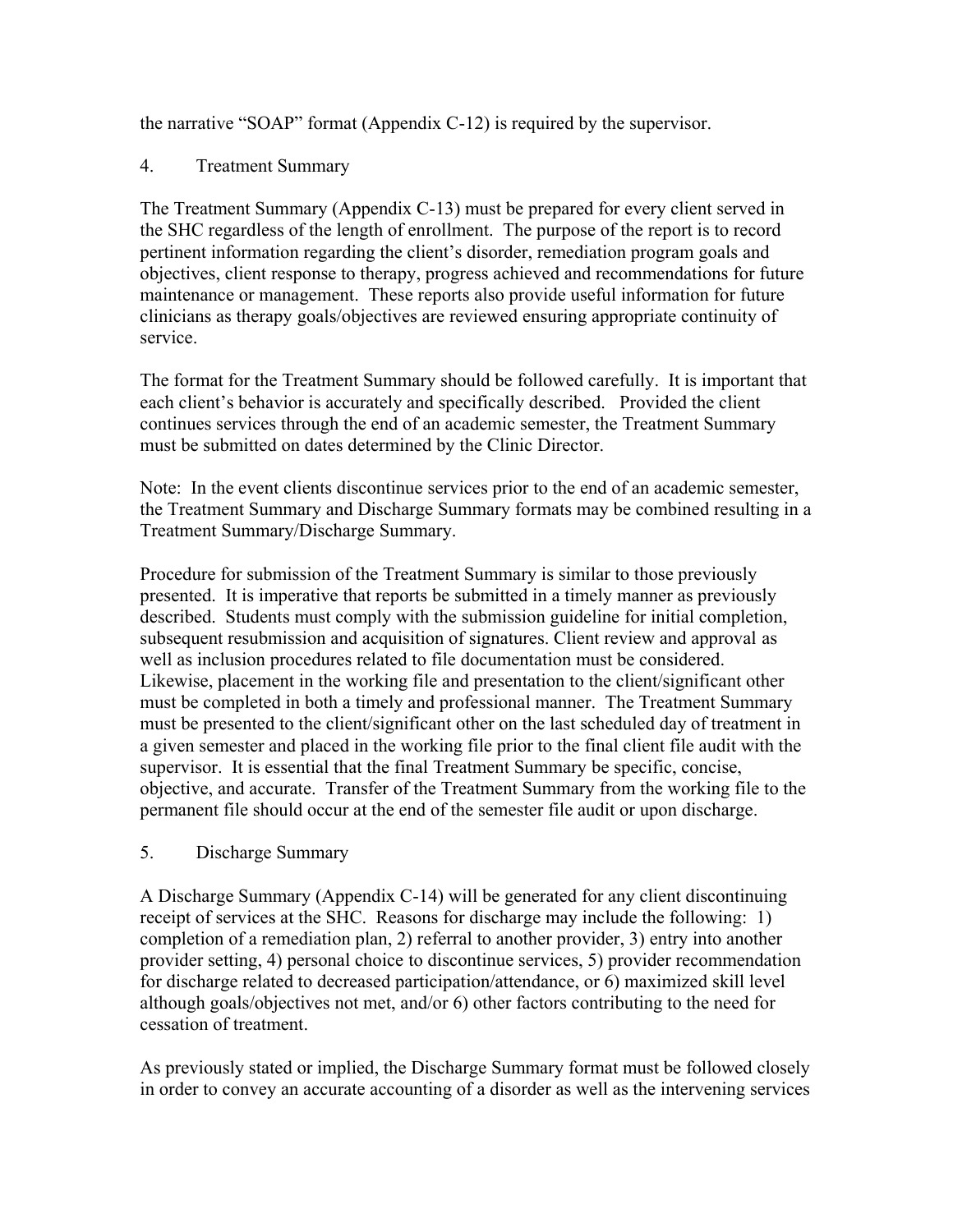the narrative "SOAP" format (Appendix C-12) is required by the supervisor.

4. Treatment Summary

The Treatment Summary (Appendix C-13) must be prepared for every client served in the SHC regardless of the length of enrollment. The purpose of the report is to record pertinent information regarding the client's disorder, remediation program goals and objectives, client response to therapy, progress achieved and recommendations for future maintenance or management. These reports also provide useful information for future clinicians as therapy goals/objectives are reviewed ensuring appropriate continuity of service.

The format for the Treatment Summary should be followed carefully. It is important that each client's behavior is accurately and specifically described. Provided the client continues services through the end of an academic semester, the Treatment Summary must be submitted on dates determined by the Clinic Director.

Note: In the event clients discontinue services prior to the end of an academic semester, the Treatment Summary and Discharge Summary formats may be combined resulting in a Treatment Summary/Discharge Summary.

Procedure for submission of the Treatment Summary is similar to those previously presented. It is imperative that reports be submitted in a timely manner as previously described. Students must comply with the submission guideline for initial completion, subsequent resubmission and acquisition of signatures. Client review and approval as well as inclusion procedures related to file documentation must be considered. Likewise, placement in the working file and presentation to the client/significant other must be completed in both a timely and professional manner. The Treatment Summary must be presented to the client/significant other on the last scheduled day of treatment in a given semester and placed in the working file prior to the final client file audit with the supervisor. It is essential that the final Treatment Summary be specific, concise, objective, and accurate. Transfer of the Treatment Summary from the working file to the permanent file should occur at the end of the semester file audit or upon discharge.

5. Discharge Summary

A Discharge Summary (Appendix C-14) will be generated for any client discontinuing receipt of services at the SHC. Reasons for discharge may include the following: 1) completion of a remediation plan, 2) referral to another provider, 3) entry into another provider setting, 4) personal choice to discontinue services, 5) provider recommendation for discharge related to decreased participation/attendance, or 6) maximized skill level although goals/objectives not met, and/or 6) other factors contributing to the need for cessation of treatment.

As previously stated or implied, the Discharge Summary format must be followed closely in order to convey an accurate accounting of a disorder as well as the intervening services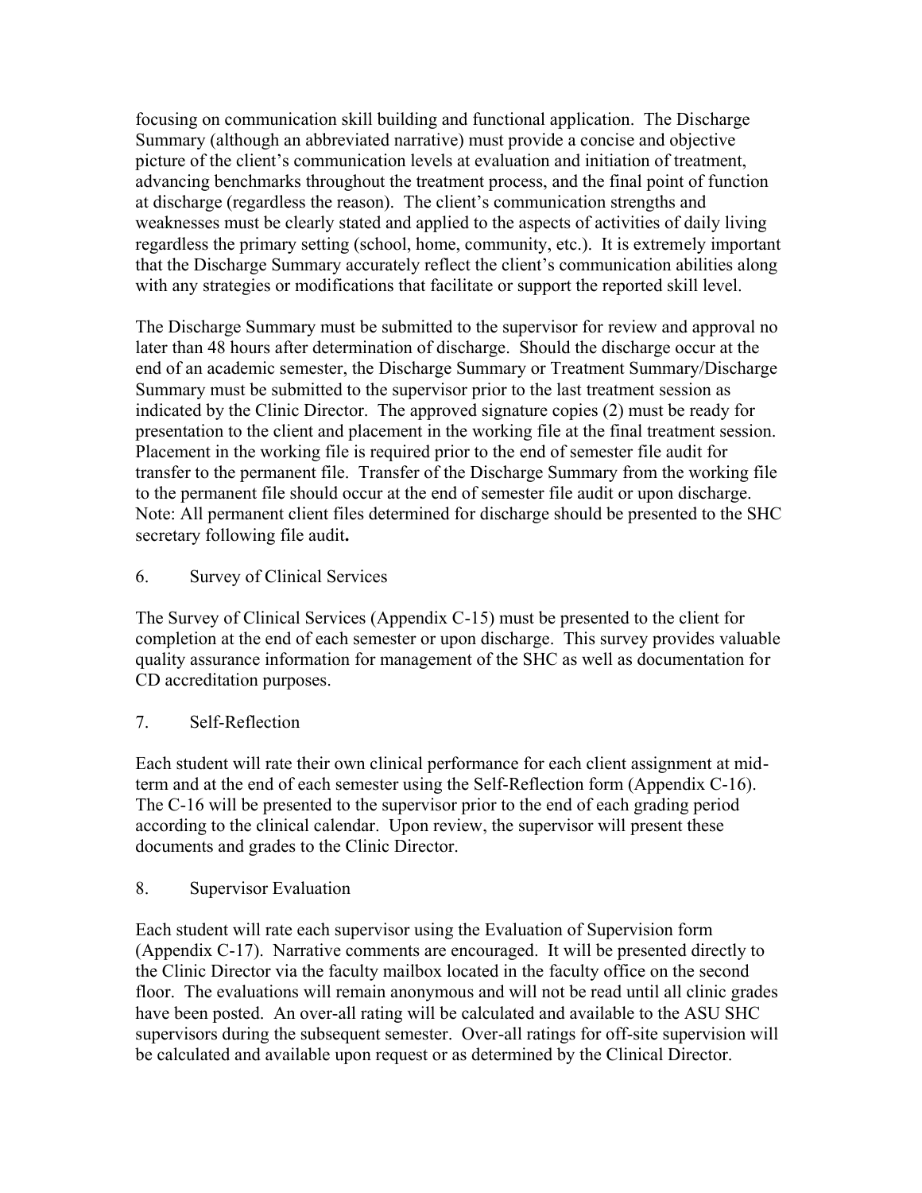focusing on communication skill building and functional application. The Discharge Summary (although an abbreviated narrative) must provide a concise and objective picture of the client's communication levels at evaluation and initiation of treatment, advancing benchmarks throughout the treatment process, and the final point of function at discharge (regardless the reason). The client's communication strengths and weaknesses must be clearly stated and applied to the aspects of activities of daily living regardless the primary setting (school, home, community, etc.). It is extremely important that the Discharge Summary accurately reflect the client's communication abilities along with any strategies or modifications that facilitate or support the reported skill level.

The Discharge Summary must be submitted to the supervisor for review and approval no later than 48 hours after determination of discharge. Should the discharge occur at the end of an academic semester, the Discharge Summary or Treatment Summary/Discharge Summary must be submitted to the supervisor prior to the last treatment session as indicated by the Clinic Director. The approved signature copies (2) must be ready for presentation to the client and placement in the working file at the final treatment session. Placement in the working file is required prior to the end of semester file audit for transfer to the permanent file. Transfer of the Discharge Summary from the working file to the permanent file should occur at the end of semester file audit or upon discharge. Note: All permanent client files determined for discharge should be presented to the SHC secretary following file audit**.**

6. Survey of Clinical Services

The Survey of Clinical Services (Appendix C-15) must be presented to the client for completion at the end of each semester or upon discharge. This survey provides valuable quality assurance information for management of the SHC as well as documentation for CD accreditation purposes.

7. Self-Reflection

Each student will rate their own clinical performance for each client assignment at mid-term and at the end of each semester using the Self-Reflection form (Appendix C-16). The C-16 will be presented to the supervisor prior to the end of each grading period according to the clinical calendar. Upon review, the supervisor will present these documents and grades to the Clinic Director.

8. Supervisor Evaluation

Each student will rate each supervisor using the Evaluation of Supervision form (Appendix C-17). Narrative comments are encouraged. It will be presented directly to the Clinic Director via the faculty mailbox located in the faculty office on the second floor. The evaluations will remain anonymous and will not be read until all clinic grades have been posted. An over-all rating will be calculated and available to the ASU SHC supervisors during the subsequent semester. Over-all ratings for off-site supervision will be calculated and available upon request or as determined by the Clinical Director.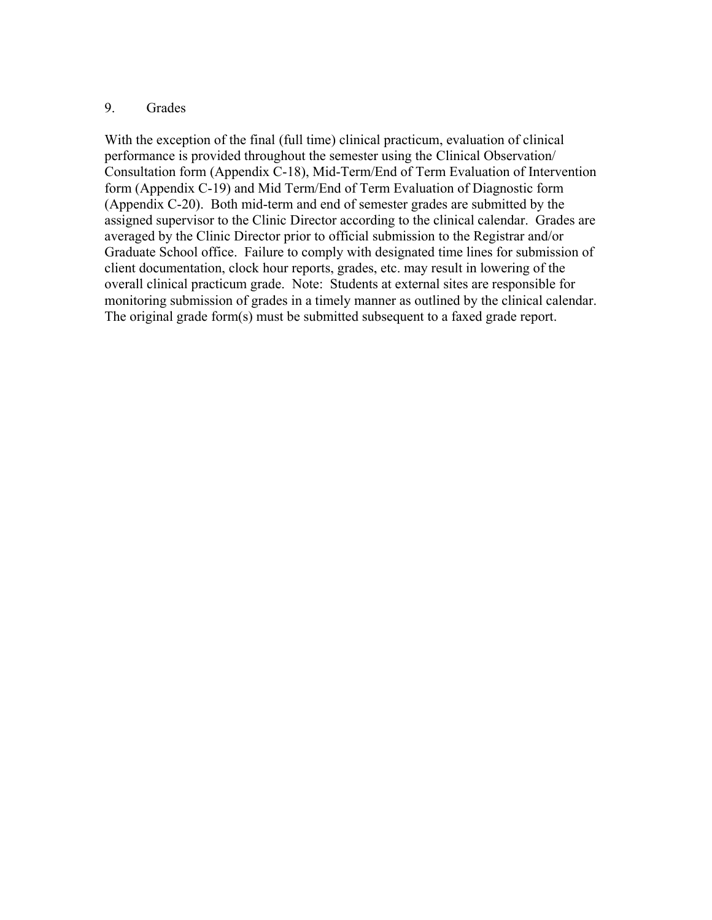9. Grades

With the exception of the final (full time) clinical practicum, evaluation of clinical performance is provided throughout the semester using the Clinical Observation/ Consultation form (Appendix C-18), Mid-Term/End of Term Evaluation of Intervention form (Appendix C-19) and Mid Term/End of Term Evaluation of Diagnostic form (Appendix C-20). Both mid-term and end of semester grades are submitted by the assigned supervisor to the Clinic Director according to the clinical calendar. Grades are averaged by the Clinic Director prior to official submission to the Registrar and/or Graduate School office. Failure to comply with designated time lines for submission of client documentation, clock hour reports, grades, etc. may result in lowering of the overall clinical practicum grade. Note: Students at external sites are responsible for monitoring submission of grades in a timely manner as outlined by the clinical calendar. The original grade form(s) must be submitted subsequent to a faxed grade report.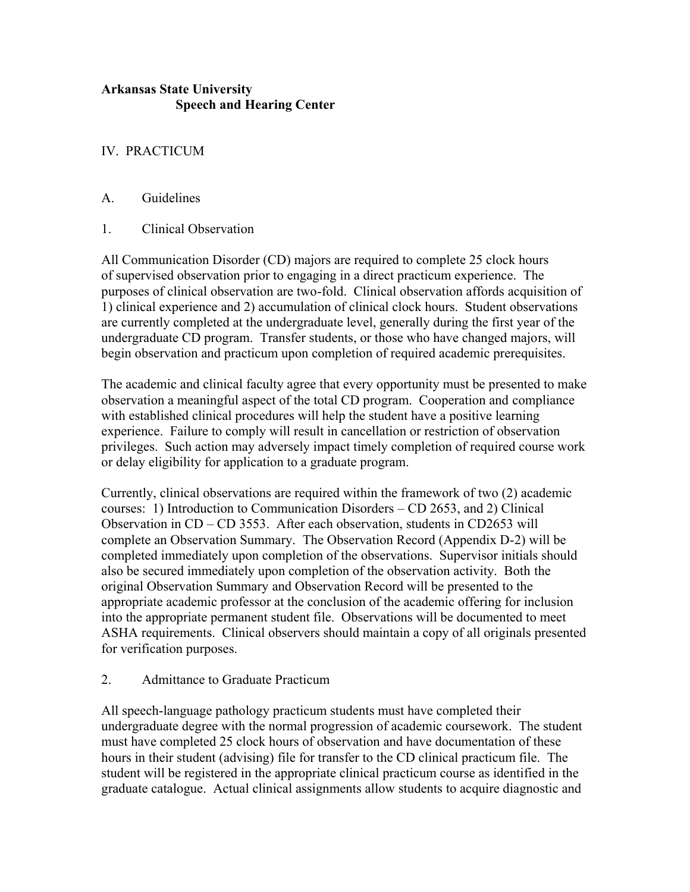**Arkansas State University**
**Speech and Hearing Center**

IV. PRACTICUM

A. Guidelines

1. Clinical Observation

All Communication Disorder (CD) majors are required to complete 25 clock hours of supervised observation prior to engaging in a direct practicum experience. The purposes of clinical observation are two-fold. Clinical observation affords acquisition of 1) clinical experience and 2) accumulation of clinical clock hours. Student observations are currently completed at the undergraduate level, generally during the first year of the undergraduate CD program. Transfer students, or those who have changed majors, will begin observation and practicum upon completion of required academic prerequisites.

The academic and clinical faculty agree that every opportunity must be presented to make observation a meaningful aspect of the total CD program. Cooperation and compliance with established clinical procedures will help the student have a positive learning experience. Failure to comply will result in cancellation or restriction of observation privileges. Such action may adversely impact timely completion of required course work or delay eligibility for application to a graduate program.

Currently, clinical observations are required within the framework of two (2) academic courses: 1) Introduction to Communication Disorders – CD 2653, and 2) Clinical Observation in CD – CD 3553. After each observation, students in CD2653 will complete an Observation Summary. The Observation Record (Appendix D-2) will be completed immediately upon completion of the observations. Supervisor initials should also be secured immediately upon completion of the observation activity. Both the original Observation Summary and Observation Record will be presented to the appropriate academic professor at the conclusion of the academic offering for inclusion into the appropriate permanent student file. Observations will be documented to meet ASHA requirements. Clinical observers should maintain a copy of all originals presented for verification purposes.

2. Admittance to Graduate Practicum

All speech-language pathology practicum students must have completed their undergraduate degree with the normal progression of academic coursework. The student must have completed 25 clock hours of observation and have documentation of these hours in their student (advising) file for transfer to the CD clinical practicum file. The student will be registered in the appropriate clinical practicum course as identified in the graduate catalogue. Actual clinical assignments allow students to acquire diagnostic and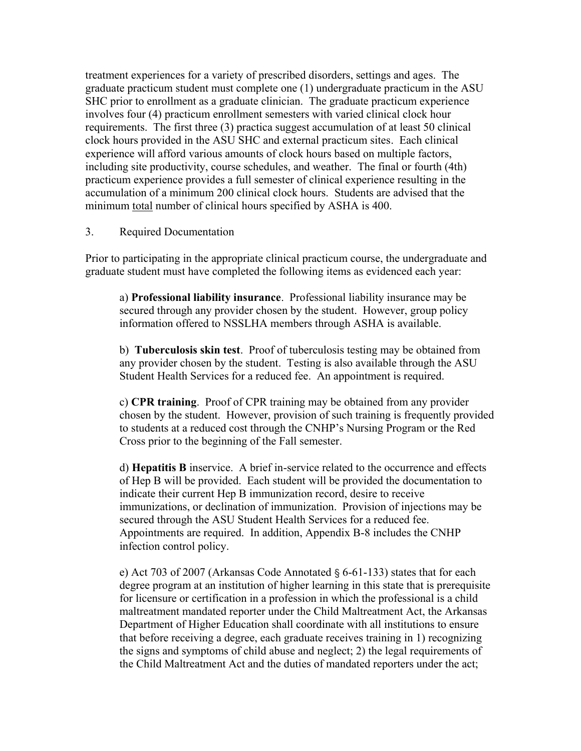treatment experiences for a variety of prescribed disorders, settings and ages. The graduate practicum student must complete one (1) undergraduate practicum in the ASU SHC prior to enrollment as a graduate clinician. The graduate practicum experience involves four (4) practicum enrollment semesters with varied clinical clock hour requirements. The first three (3) practica suggest accumulation of at least 50 clinical clock hours provided in the ASU SHC and external practicum sites. Each clinical experience will afford various amounts of clock hours based on multiple factors, including site productivity, course schedules, and weather. The final or fourth (4th) practicum experience provides a full semester of clinical experience resulting in the accumulation of a minimum 200 clinical clock hours. Students are advised that the minimum <u>total</u> number of clinical hours specified by ASHA is 400.

3. Required Documentation

Prior to participating in the appropriate clinical practicum course, the undergraduate and graduate student must have completed the following items as evidenced each year:

a) **Professional liability insurance**. Professional liability insurance may be secured through any provider chosen by the student. However, group policy information offered to NSSLHA members through ASHA is available.

b) **Tuberculosis skin test**. Proof of tuberculosis testing may be obtained from any provider chosen by the student. Testing is also available through the ASU Student Health Services for a reduced fee. An appointment is required.

c) **CPR training**. Proof of CPR training may be obtained from any provider chosen by the student. However, provision of such training is frequently provided to students at a reduced cost through the CNHP's Nursing Program or the Red Cross prior to the beginning of the Fall semester.

d) **Hepatitis B** inservice. A brief in-service related to the occurrence and effects of Hep B will be provided. Each student will be provided the documentation to indicate their current Hep B immunization record, desire to receive immunizations, or declination of immunization. Provision of injections may be secured through the ASU Student Health Services for a reduced fee. Appointments are required. In addition, Appendix B-8 includes the CNHP infection control policy.

e) Act 703 of 2007 (Arkansas Code Annotated § 6-61-133) states that for each degree program at an institution of higher learning in this state that is prerequisite for licensure or certification in a profession in which the professional is a child maltreatment mandated reporter under the Child Maltreatment Act, the Arkansas Department of Higher Education shall coordinate with all institutions to ensure that before receiving a degree, each graduate receives training in 1) recognizing the signs and symptoms of child abuse and neglect; 2) the legal requirements of the Child Maltreatment Act and the duties of mandated reporters under the act;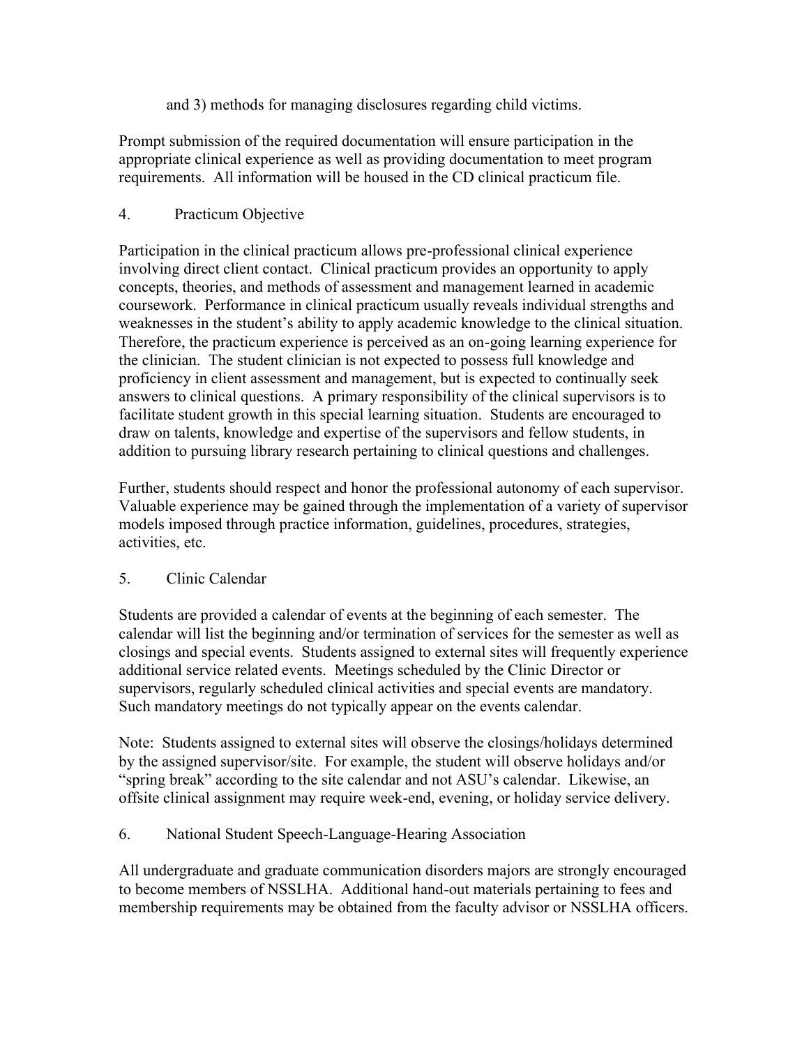and 3) methods for managing disclosures regarding child victims.

Prompt submission of the required documentation will ensure participation in the appropriate clinical experience as well as providing documentation to meet program requirements. All information will be housed in the CD clinical practicum file.

4. Practicum Objective

Participation in the clinical practicum allows pre-professional clinical experience involving direct client contact. Clinical practicum provides an opportunity to apply concepts, theories, and methods of assessment and management learned in academic coursework. Performance in clinical practicum usually reveals individual strengths and weaknesses in the student's ability to apply academic knowledge to the clinical situation. Therefore, the practicum experience is perceived as an on-going learning experience for the clinician. The student clinician is not expected to possess full knowledge and proficiency in client assessment and management, but is expected to continually seek answers to clinical questions. A primary responsibility of the clinical supervisors is to facilitate student growth in this special learning situation. Students are encouraged to draw on talents, knowledge and expertise of the supervisors and fellow students, in addition to pursuing library research pertaining to clinical questions and challenges.

Further, students should respect and honor the professional autonomy of each supervisor. Valuable experience may be gained through the implementation of a variety of supervisor models imposed through practice information, guidelines, procedures, strategies, activities, etc.

5. Clinic Calendar

Students are provided a calendar of events at the beginning of each semester. The calendar will list the beginning and/or termination of services for the semester as well as closings and special events. Students assigned to external sites will frequently experience additional service related events. Meetings scheduled by the Clinic Director or supervisors, regularly scheduled clinical activities and special events are mandatory. Such mandatory meetings do not typically appear on the events calendar.

Note: Students assigned to external sites will observe the closings/holidays determined by the assigned supervisor/site. For example, the student will observe holidays and/or "spring break" according to the site calendar and not ASU's calendar. Likewise, an offsite clinical assignment may require week-end, evening, or holiday service delivery.

6. National Student Speech-Language-Hearing Association

All undergraduate and graduate communication disorders majors are strongly encouraged to become members of NSSLHA. Additional hand-out materials pertaining to fees and membership requirements may be obtained from the faculty advisor or NSSLHA officers.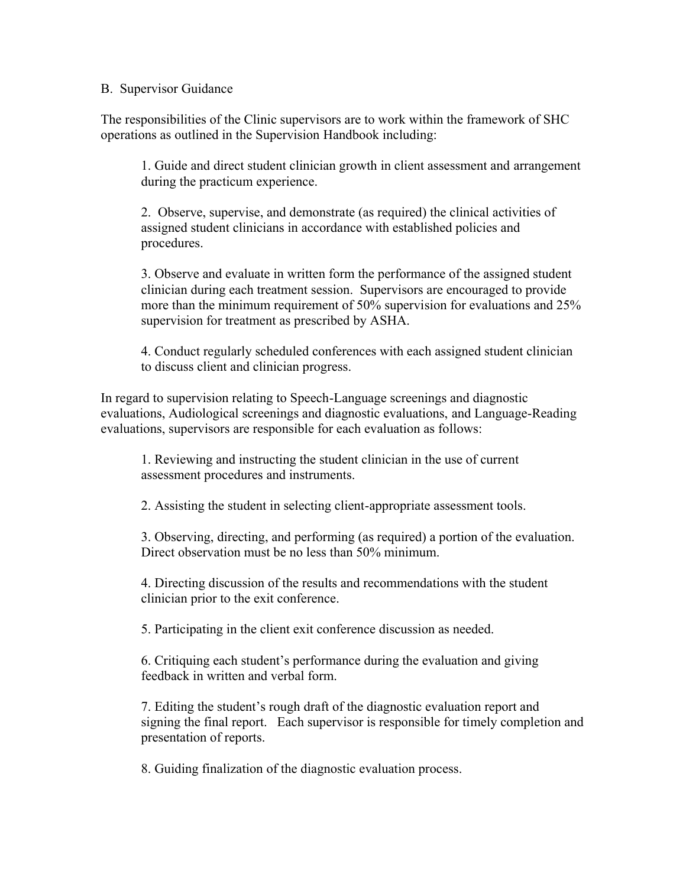## B. Supervisor Guidance

The responsibilities of the Clinic supervisors are to work within the framework of SHC operations as outlined in the Supervision Handbook including:

1. Guide and direct student clinician growth in client assessment and arrangement during the practicum experience.

2. Observe, supervise, and demonstrate (as required) the clinical activities of assigned student clinicians in accordance with established policies and procedures.

3. Observe and evaluate in written form the performance of the assigned student clinician during each treatment session. Supervisors are encouraged to provide more than the minimum requirement of 50% supervision for evaluations and 25% supervision for treatment as prescribed by ASHA.

4. Conduct regularly scheduled conferences with each assigned student clinician to discuss client and clinician progress.

In regard to supervision relating to Speech-Language screenings and diagnostic evaluations, Audiological screenings and diagnostic evaluations, and Language-Reading evaluations, supervisors are responsible for each evaluation as follows:

1. Reviewing and instructing the student clinician in the use of current assessment procedures and instruments.

2. Assisting the student in selecting client-appropriate assessment tools.

3. Observing, directing, and performing (as required) a portion of the evaluation. Direct observation must be no less than 50% minimum.

4. Directing discussion of the results and recommendations with the student clinician prior to the exit conference.

5. Participating in the client exit conference discussion as needed.

6. Critiquing each student's performance during the evaluation and giving feedback in written and verbal form.

7. Editing the student's rough draft of the diagnostic evaluation report and signing the final report. Each supervisor is responsible for timely completion and presentation of reports.

8. Guiding finalization of the diagnostic evaluation process.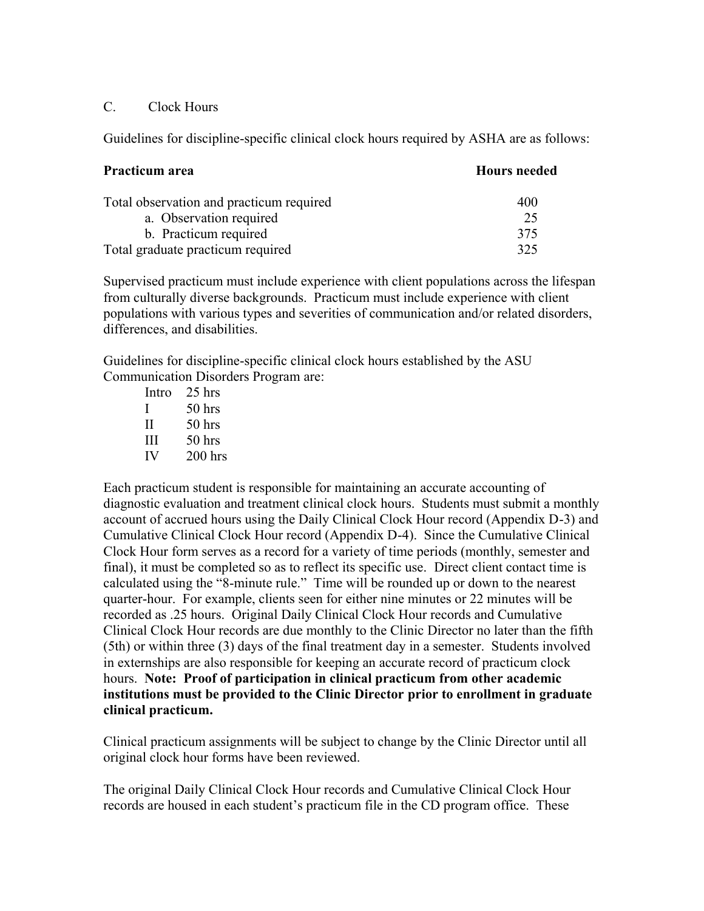### C. Clock Hours

Guidelines for discipline-specific clinical clock hours required by ASHA are as follows:

| **Practicum area** | **Hours needed** |
|---|---|
| Total observation and practicum required | 400 |
| a. Observation required | 25 |
| b. Practicum required | 375 |
| Total graduate practicum required | 325 |

Supervised practicum must include experience with client populations across the lifespan from culturally diverse backgrounds. Practicum must include experience with client populations with various types and severities of communication and/or related disorders, differences, and disabilities.

Guidelines for discipline-specific clinical clock hours established by the ASU Communication Disorders Program are:

| | |
|---|---|
| Intro | 25 hrs |
| I | 50 hrs |
| II | 50 hrs |
| III | 50 hrs |
| IV | 200 hrs |

Each practicum student is responsible for maintaining an accurate accounting of diagnostic evaluation and treatment clinical clock hours. Students must submit a monthly account of accrued hours using the Daily Clinical Clock Hour record (Appendix D-3) and Cumulative Clinical Clock Hour record (Appendix D-4). Since the Cumulative Clinical Clock Hour form serves as a record for a variety of time periods (monthly, semester and final), it must be completed so as to reflect its specific use. Direct client contact time is calculated using the "8-minute rule." Time will be rounded up or down to the nearest quarter-hour. For example, clients seen for either nine minutes or 22 minutes will be recorded as .25 hours. Original Daily Clinical Clock Hour records and Cumulative Clinical Clock Hour records are due monthly to the Clinic Director no later than the fifth (5th) or within three (3) days of the final treatment day in a semester. Students involved in externships are also responsible for keeping an accurate record of practicum clock hours. **Note: Proof of participation in clinical practicum from other academic institutions must be provided to the Clinic Director prior to enrollment in graduate clinical practicum.**

Clinical practicum assignments will be subject to change by the Clinic Director until all original clock hour forms have been reviewed.

The original Daily Clinical Clock Hour records and Cumulative Clinical Clock Hour records are housed in each student's practicum file in the CD program office. These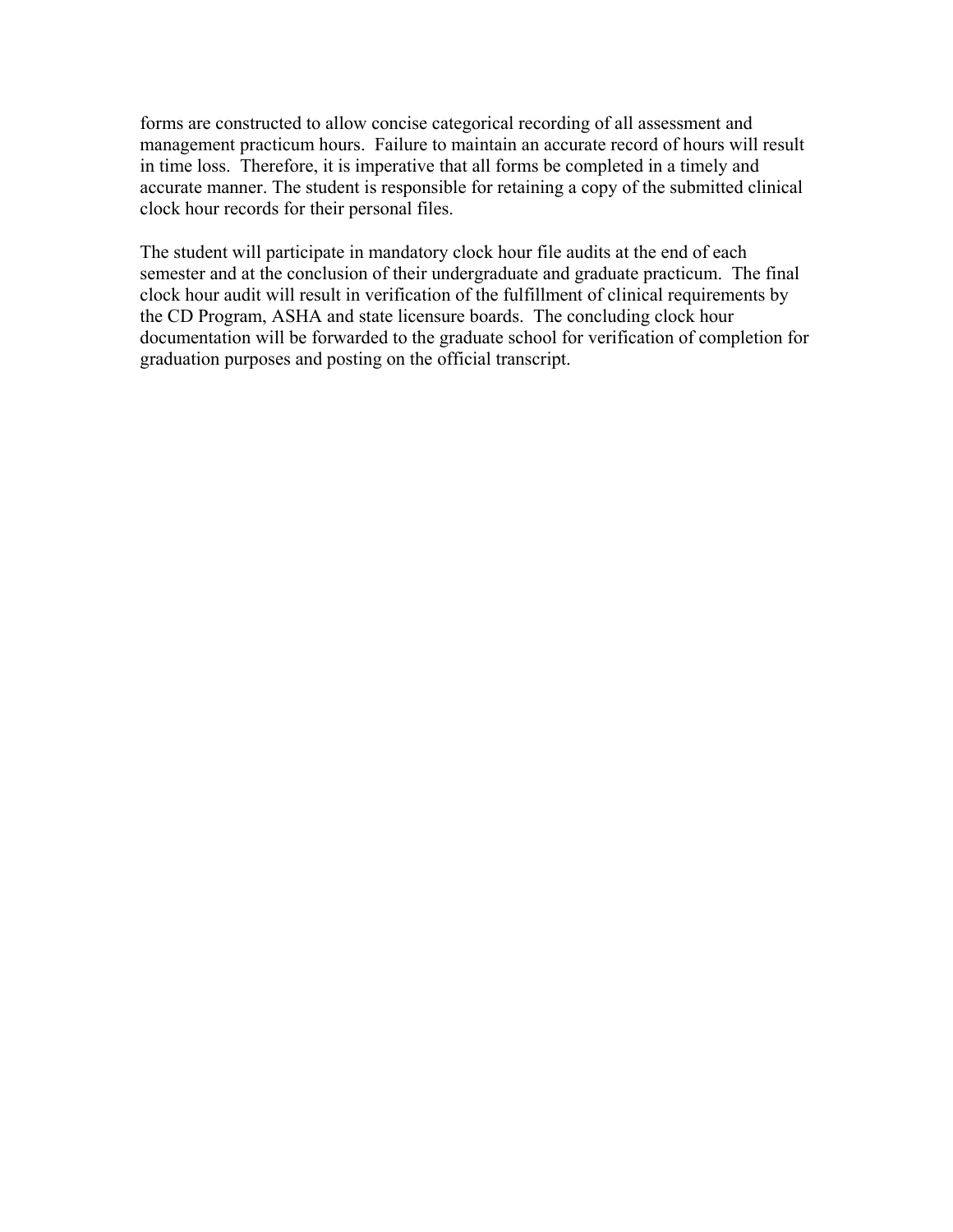forms are constructed to allow concise categorical recording of all assessment and management practicum hours. Failure to maintain an accurate record of hours will result in time loss. Therefore, it is imperative that all forms be completed in a timely and accurate manner. The student is responsible for retaining a copy of the submitted clinical clock hour records for their personal files.

The student will participate in mandatory clock hour file audits at the end of each semester and at the conclusion of their undergraduate and graduate practicum. The final clock hour audit will result in verification of the fulfillment of clinical requirements by the CD Program, ASHA and state licensure boards. The concluding clock hour documentation will be forwarded to the graduate school for verification of completion for graduation purposes and posting on the official transcript.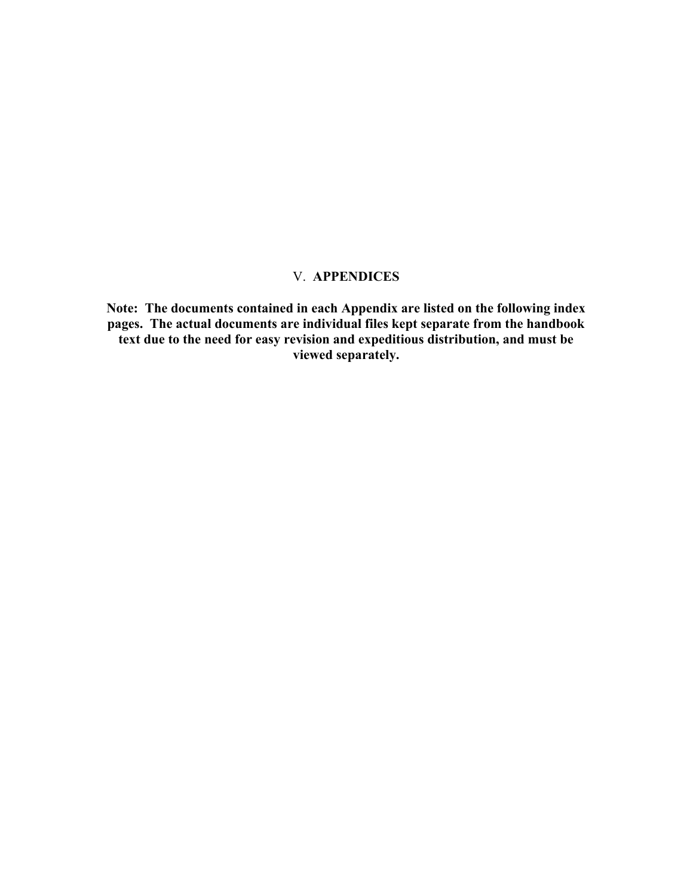# V. **APPENDICES**

**Note: The documents contained in each Appendix are listed on the following index pages. The actual documents are individual files kept separate from the handbook text due to the need for easy revision and expeditious distribution, and must be viewed separately.**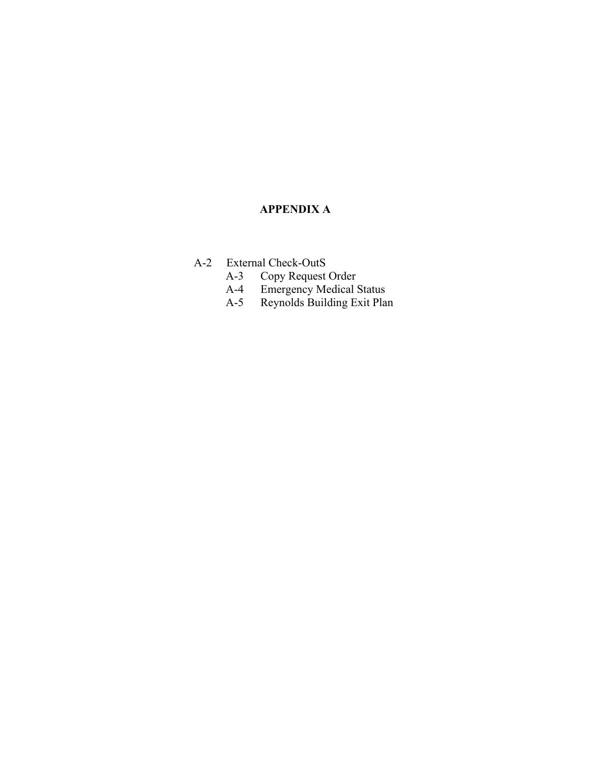# APPENDIX A

- A-2 External Check-OutS
  - A-3 Copy Request Order
  - A-4 Emergency Medical Status
  - A-5 Reynolds Building Exit Plan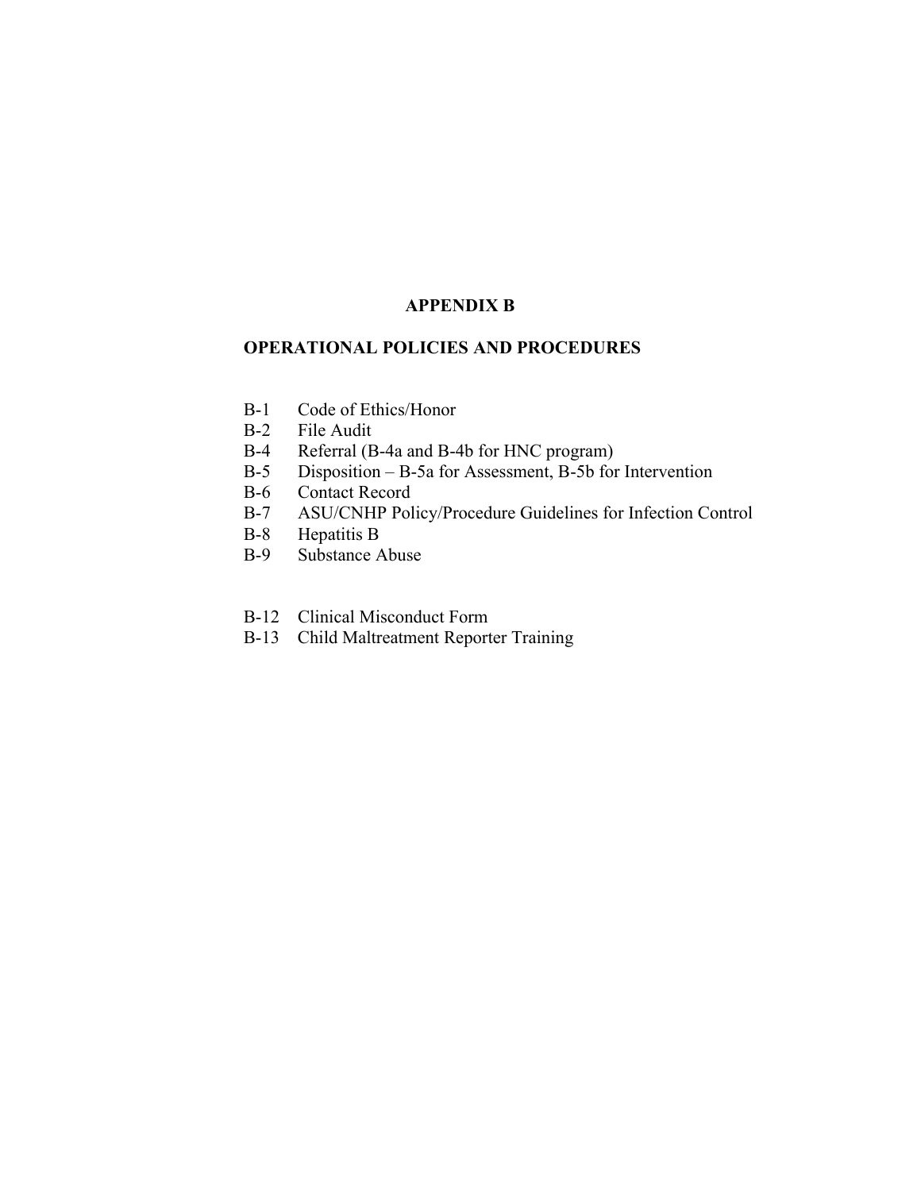# APPENDIX B

## OPERATIONAL POLICIES AND PROCEDURES

- B-1 Code of Ethics/Honor
- B-2 File Audit
- B-4 Referral (B-4a and B-4b for HNC program)
- B-5 Disposition – B-5a for Assessment, B-5b for Intervention
- B-6 Contact Record
- B-7 ASU/CNHP Policy/Procedure Guidelines for Infection Control
- B-8 Hepatitis B
- B-9 Substance Abuse

- B-12 Clinical Misconduct Form
- B-13 Child Maltreatment Reporter Training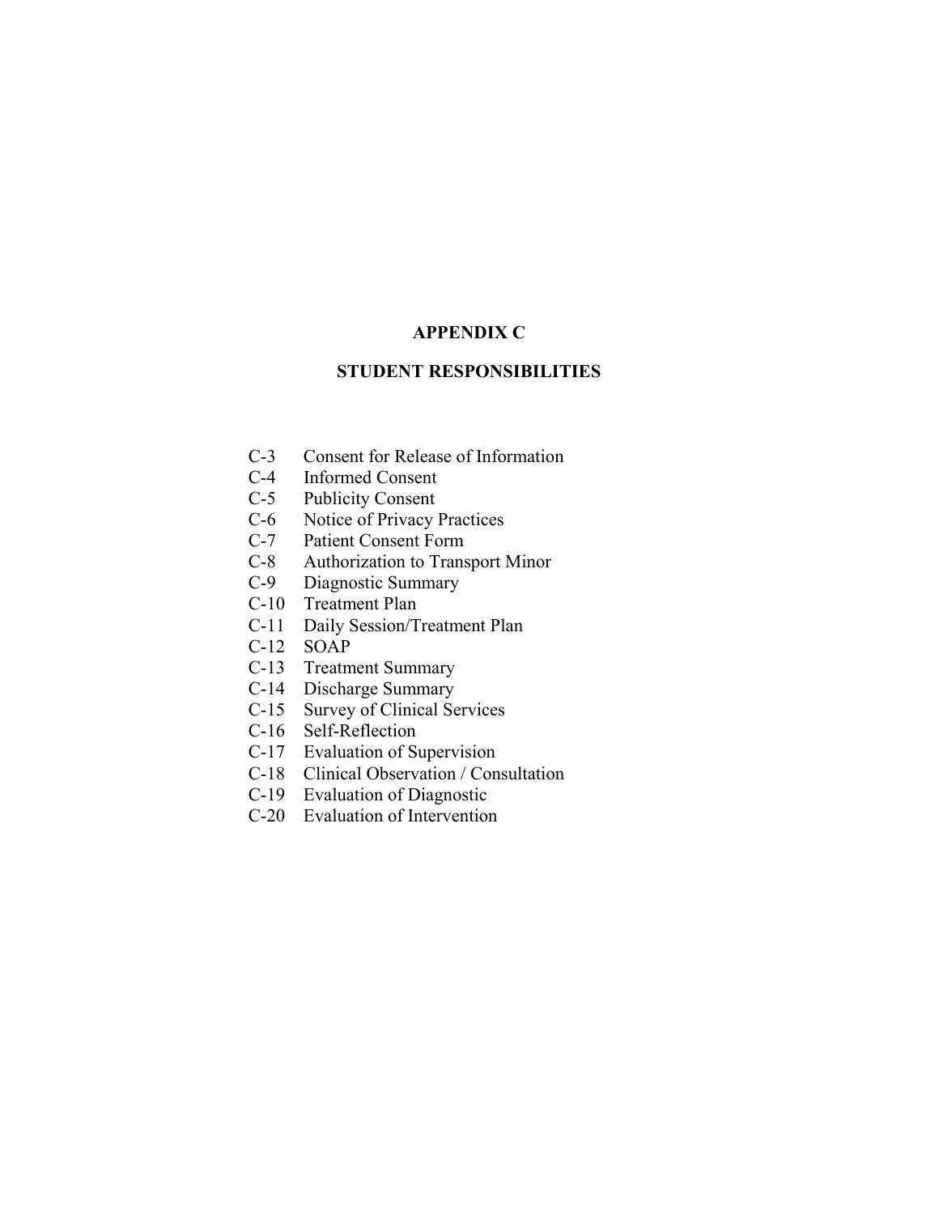# APPENDIX C

## STUDENT RESPONSIBILITIES

C-3 Consent for Release of Information
C-4 Informed Consent
C-5 Publicity Consent
C-6 Notice of Privacy Practices
C-7 Patient Consent Form
C-8 Authorization to Transport Minor
C-9 Diagnostic Summary
C-10 Treatment Plan
C-11 Daily Session/Treatment Plan
C-12 SOAP
C-13 Treatment Summary
C-14 Discharge Summary
C-15 Survey of Clinical Services
C-16 Self-Reflection
C-17 Evaluation of Supervision
C-18 Clinical Observation / Consultation
C-19 Evaluation of Diagnostic
C-20 Evaluation of Intervention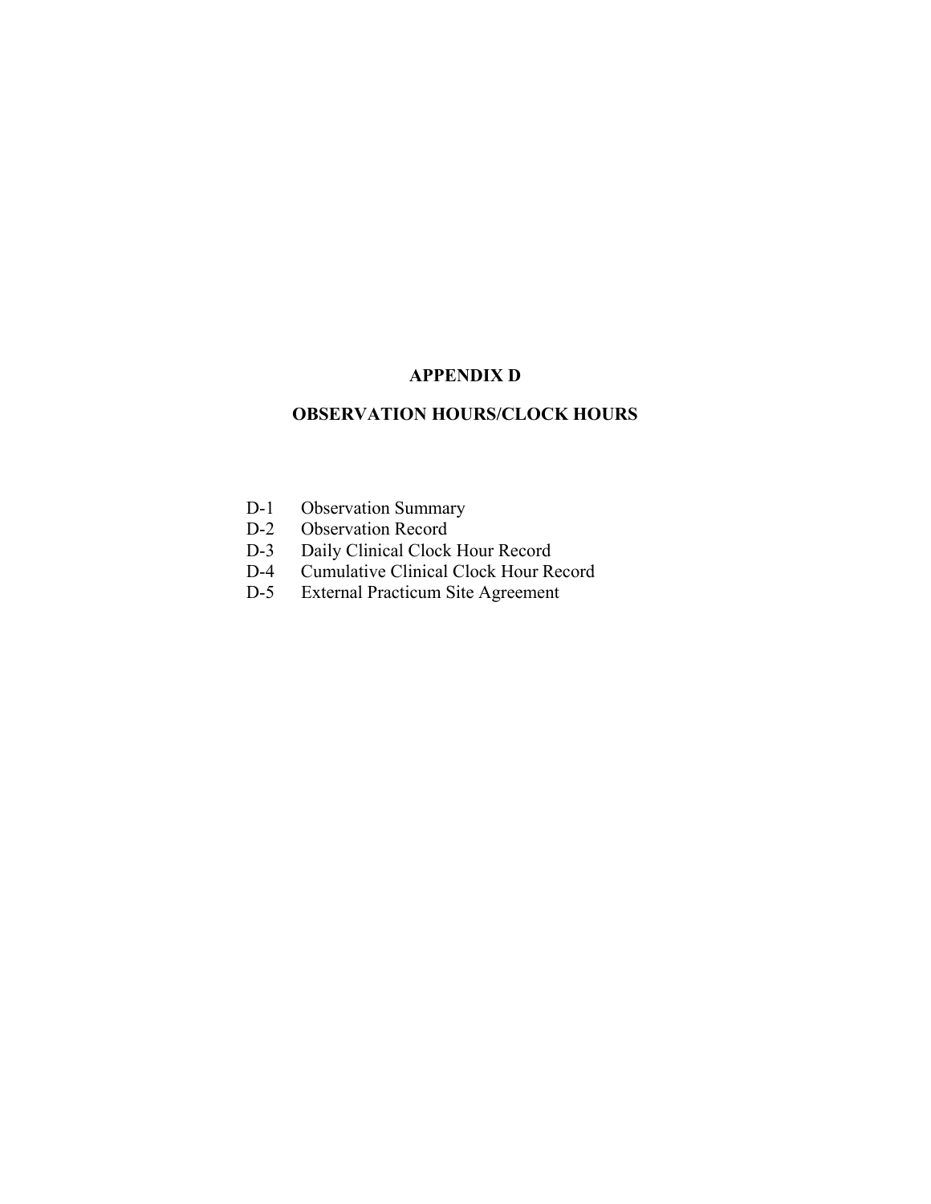# APPENDIX D

## OBSERVATION HOURS/CLOCK HOURS

- D-1 Observation Summary
- D-2 Observation Record
- D-3 Daily Clinical Clock Hour Record
- D-4 Cumulative Clinical Clock Hour Record
- D-5 External Practicum Site Agreement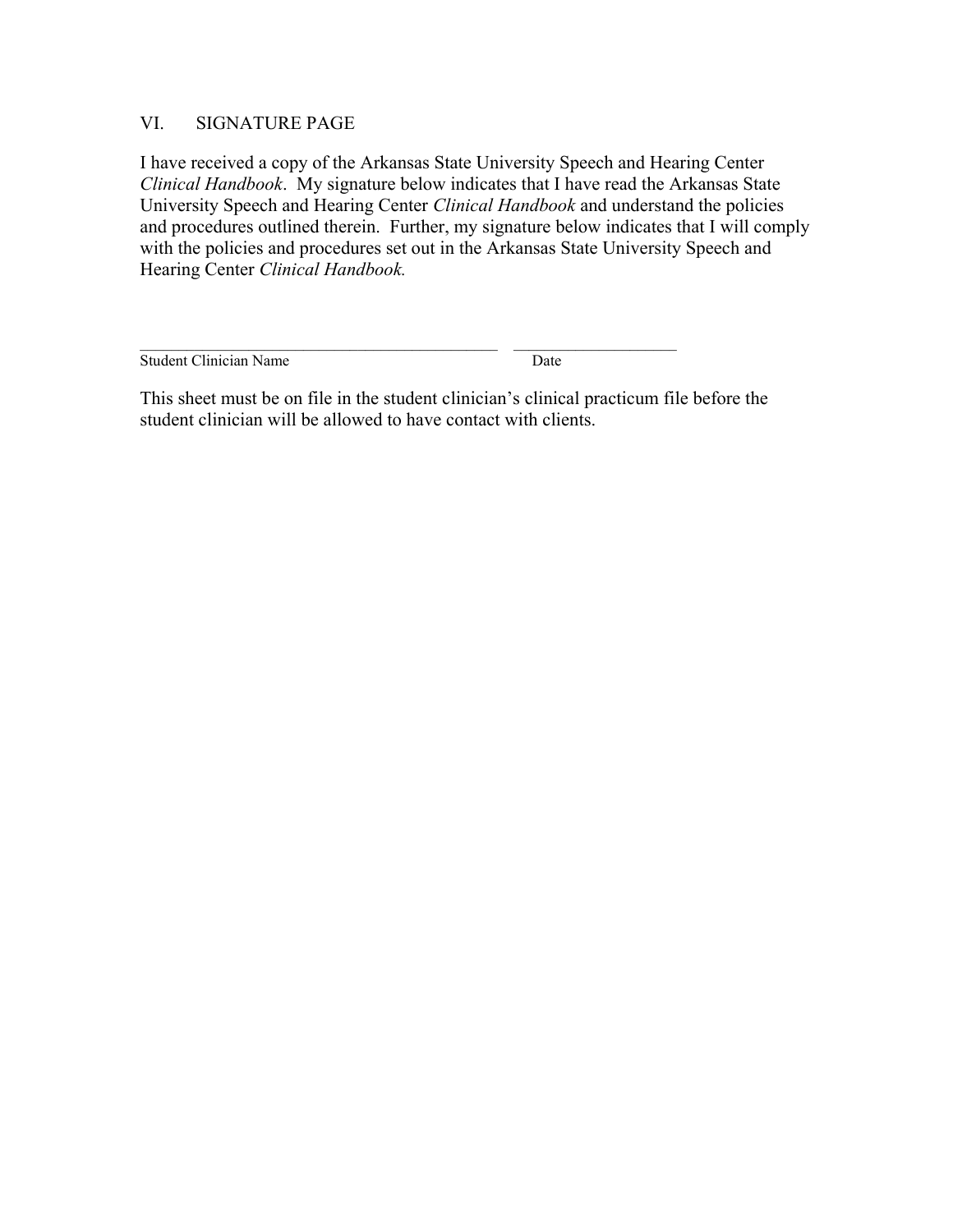## VI. SIGNATURE PAGE

I have received a copy of the Arkansas State University Speech and Hearing Center *Clinical Handbook*. My signature below indicates that I have read the Arkansas State University Speech and Hearing Center *Clinical Handbook* and understand the policies and procedures outlined therein. Further, my signature below indicates that I will comply with the policies and procedures set out in the Arkansas State University Speech and Hearing Center *Clinical Handbook.*

_____________________________________________ ____________________
Student Clinician Name Date

This sheet must be on file in the student clinician's clinical practicum file before the student clinician will be allowed to have contact with clients.